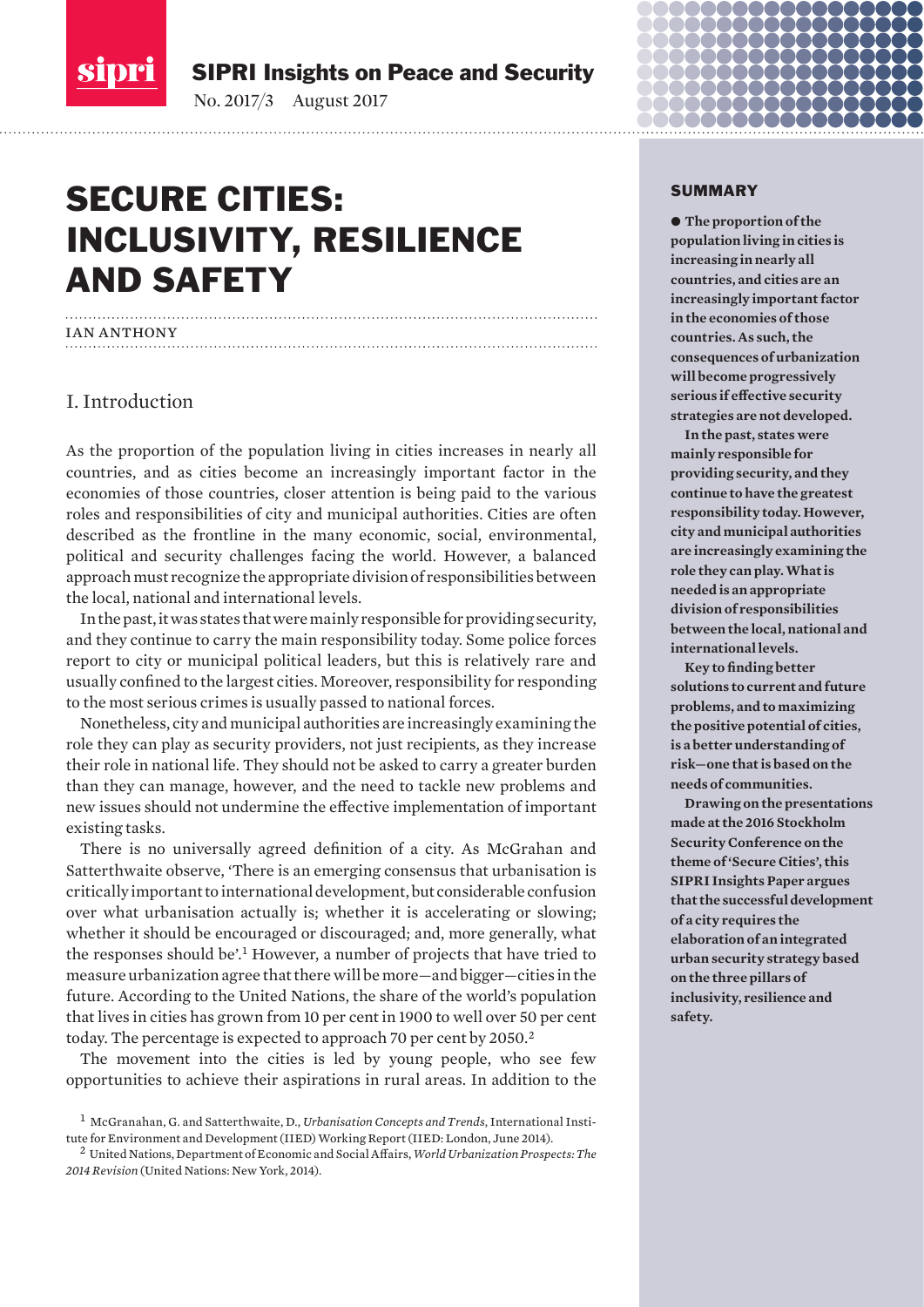SIPRI Insights on Peace and Security

No. 2017/3 August 2017

# SECURE CITIES: INCLUSIVITY, RESILIENCE AND SAFETY

IAN ANTHONY

## SUMMARY

● **The proportion of the population living in cities is increasing in nearly all countries, and cities are an increasingly important factor in the economies of those countries. As such, the consequences of urbanization will become progressively serious if effective security strategies are not developed.**

**In the past, states were mainly responsible for providing security, and they continue to have the greatest responsibility today. However, city and municipal authorities are increasingly examining the role they can play. What is needed is an appropriate division of responsibilities between the local, national and international levels.**

**Key to finding better solutions to current and future problems, and to maximizing the positive potential of cities, is a better understanding of risk—one that is based on the needs of communities.**

**Drawing on the presentations made at the 2016 Stockholm Security Conference on the theme of 'Secure Cities', this SIPRI Insights Paper argues that the successful development of a city requires the elaboration of an integrated urban security strategy based on the three pillars of inclusivity, resilience and safety.**

## I. Introduction

As the proportion of the population living in cities increases in nearly all countries, and as cities become an increasingly important factor in the economies of those countries, closer attention is being paid to the various roles and responsibilities of city and municipal authorities. Cities are often described as the frontline in the many economic, social, environmental, political and security challenges facing the world. However, a balanced approach must recognize the appropriate division of responsibilities between the local, national and international levels.

In the past, it was states that were mainly responsible for providing security, and they continue to carry the main responsibility today. Some police forces report to city or municipal political leaders, but this is relatively rare and usually confined to the largest cities. Moreover, responsibility for responding to the most serious crimes is usually passed to national forces.

Nonetheless, city and municipal authorities are increasingly examining the role they can play as security providers, not just recipients, as they increase their role in national life. They should not be asked to carry a greater burden than they can manage, however, and the need to tackle new problems and new issues should not undermine the effective implementation of important existing tasks.

There is no universally agreed definition of a city. As McGrahan and Satterthwaite observe, 'There is an emerging consensus that urbanisation is critically important to international development, but considerable confusion over what urbanisation actually is; whether it is accelerating or slowing; whether it should be encouraged or discouraged; and, more generally, what the responses should be'.[1] However, a number of projects that have tried to measure urbanization agree that there will be more—and bigger—cities in the future. According to the United Nations, the share of the world's population that lives in cities has grown from 10 per cent in 1900 to well over 50 per cent today. The percentage is expected to approach 70 per cent by 2050.[2]

The movement into the cities is led by young people, who see few opportunities to achieve their aspirations in rural areas. In addition to the

[1] McGranahan, G. and Satterthwaite, D., *Urbanisation Concepts and Trends*, International Institute for Environment and Development (IIED) Working Report (IIED: London, June 2014).

[2] United Nations, Department of Economic and Social Affairs, *World Urbanization Prospects: The 2014 Revision* (United Nations: New York, 2014).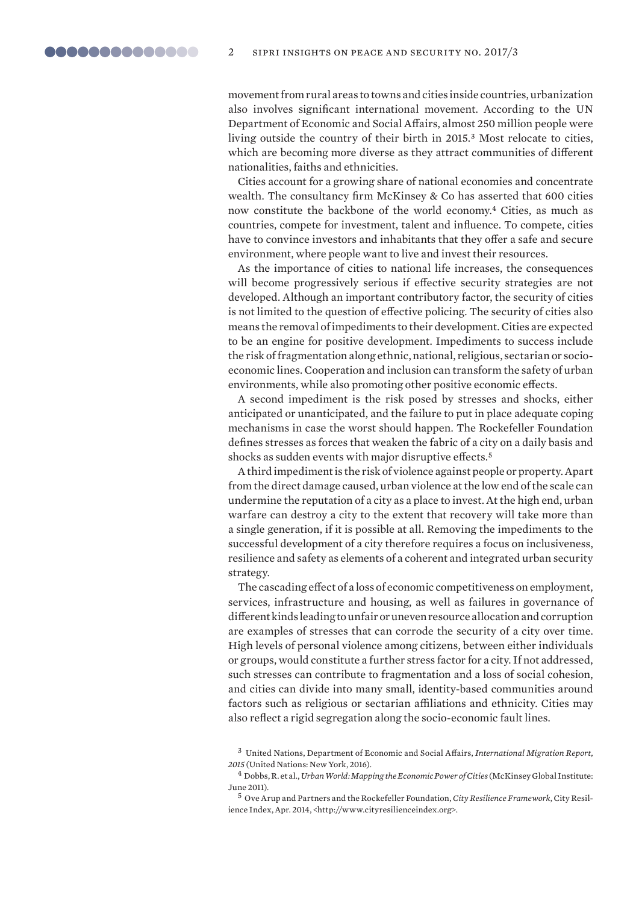movement from rural areas to towns and cities inside countries, urbanization also involves significant international movement. According to the UN Department of Economic and Social Affairs, almost 250 million people were living outside the country of their birth in 2015.[3] Most relocate to cities, which are becoming more diverse as they attract communities of different nationalities, faiths and ethnicities.

Cities account for a growing share of national economies and concentrate wealth. The consultancy firm McKinsey & Co has asserted that 600 cities now constitute the backbone of the world economy.[4] Cities, as much as countries, compete for investment, talent and influence. To compete, cities have to convince investors and inhabitants that they offer a safe and secure environment, where people want to live and invest their resources.

As the importance of cities to national life increases, the consequences will become progressively serious if effective security strategies are not developed. Although an important contributory factor, the security of cities is not limited to the question of effective policing. The security of cities also means the removal of impediments to their development. Cities are expected to be an engine for positive development. Impediments to success include the risk of fragmentation along ethnic, national, religious, sectarian or socio-economic lines. Cooperation and inclusion can transform the safety of urban environments, while also promoting other positive economic effects.

A second impediment is the risk posed by stresses and shocks, either anticipated or unanticipated, and the failure to put in place adequate coping mechanisms in case the worst should happen. The Rockefeller Foundation defines stresses as forces that weaken the fabric of a city on a daily basis and shocks as sudden events with major disruptive effects.[5]

A third impediment is the risk of violence against people or property. Apart from the direct damage caused, urban violence at the low end of the scale can undermine the reputation of a city as a place to invest. At the high end, urban warfare can destroy a city to the extent that recovery will take more than a single generation, if it is possible at all. Removing the impediments to the successful development of a city therefore requires a focus on inclusiveness, resilience and safety as elements of a coherent and integrated urban security strategy.

The cascading effect of a loss of economic competitiveness on employment, services, infrastructure and housing, as well as failures in governance of different kinds leading to unfair or uneven resource allocation and corruption are examples of stresses that can corrode the security of a city over time. High levels of personal violence among citizens, between either individuals or groups, would constitute a further stress factor for a city. If not addressed, such stresses can contribute to fragmentation and a loss of social cohesion, and cities can divide into many small, identity-based communities around factors such as religious or sectarian affiliations and ethnicity. Cities may also reflect a rigid segregation along the socio-economic fault lines.

[3] United Nations, Department of Economic and Social Affairs, *International Migration Report, 2015* (United Nations: New York, 2016).

[4] Dobbs, R. et al., *Urban World: Mapping the Economic Power of Cities* (McKinsey Global Institute: June 2011).

[5] Ove Arup and Partners and the Rockefeller Foundation, *City Resilience Framework*, City Resilience Index, Apr. 2014, <http://www.cityresilienceindex.org>.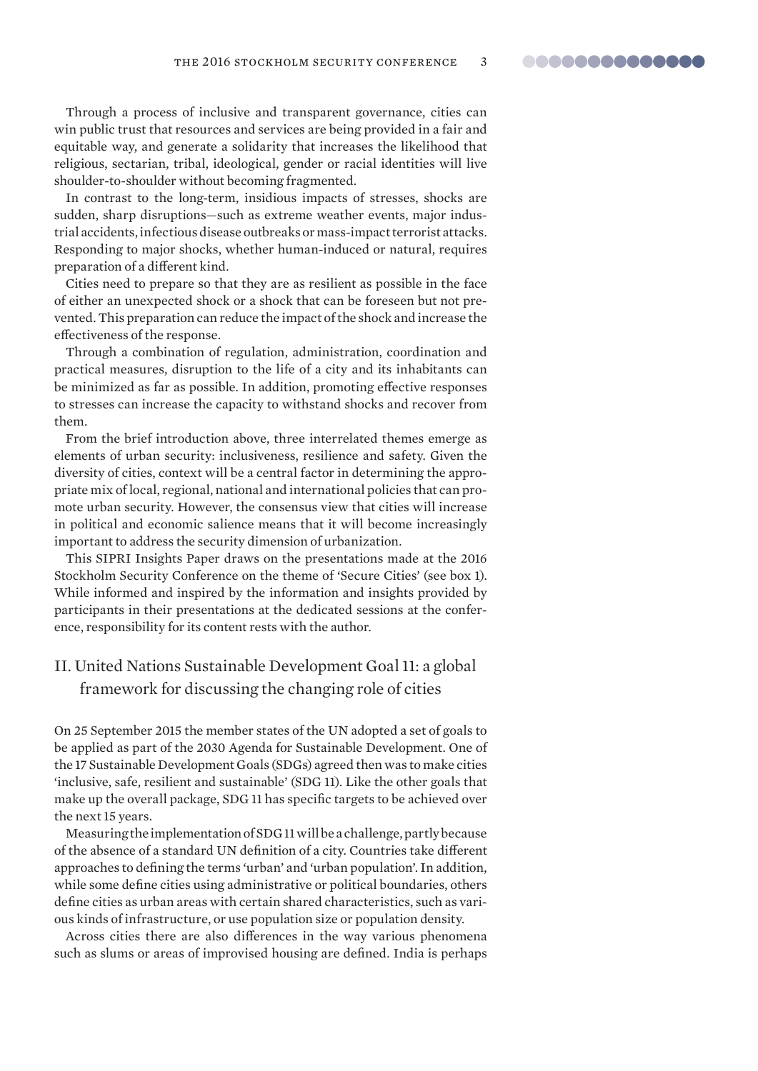Through a process of inclusive and transparent governance, cities can win public trust that resources and services are being provided in a fair and equitable way, and generate a solidarity that increases the likelihood that religious, sectarian, tribal, ideological, gender or racial identities will live shoulder-to-shoulder without becoming fragmented.

In contrast to the long-term, insidious impacts of stresses, shocks are sudden, sharp disruptions—such as extreme weather events, major industrial accidents, infectious disease outbreaks or mass-impact terrorist attacks. Responding to major shocks, whether human-induced or natural, requires preparation of a different kind.

Cities need to prepare so that they are as resilient as possible in the face of either an unexpected shock or a shock that can be foreseen but not prevented. This preparation can reduce the impact of the shock and increase the effectiveness of the response.

Through a combination of regulation, administration, coordination and practical measures, disruption to the life of a city and its inhabitants can be minimized as far as possible. In addition, promoting effective responses to stresses can increase the capacity to withstand shocks and recover from them.

From the brief introduction above, three interrelated themes emerge as elements of urban security: inclusiveness, resilience and safety. Given the diversity of cities, context will be a central factor in determining the appropriate mix of local, regional, national and international policies that can promote urban security. However, the consensus view that cities will increase in political and economic salience means that it will become increasingly important to address the security dimension of urbanization.

This SIPRI Insights Paper draws on the presentations made at the 2016 Stockholm Security Conference on the theme of 'Secure Cities' (see box 1). While informed and inspired by the information and insights provided by participants in their presentations at the dedicated sessions at the conference, responsibility for its content rests with the author.

## II. United Nations Sustainable Development Goal 11: a global framework for discussing the changing role of cities

On 25 September 2015 the member states of the UN adopted a set of goals to be applied as part of the 2030 Agenda for Sustainable Development. One of the 17 Sustainable Development Goals (SDGs) agreed then was to make cities 'inclusive, safe, resilient and sustainable' (SDG 11). Like the other goals that make up the overall package, SDG 11 has specific targets to be achieved over the next 15 years.

Measuring the implementation of SDG 11 will be a challenge, partly because of the absence of a standard UN definition of a city. Countries take different approaches to defining the terms 'urban' and 'urban population'. In addition, while some define cities using administrative or political boundaries, others define cities as urban areas with certain shared characteristics, such as various kinds of infrastructure, or use population size or population density.

Across cities there are also differences in the way various phenomena such as slums or areas of improvised housing are defined. India is perhaps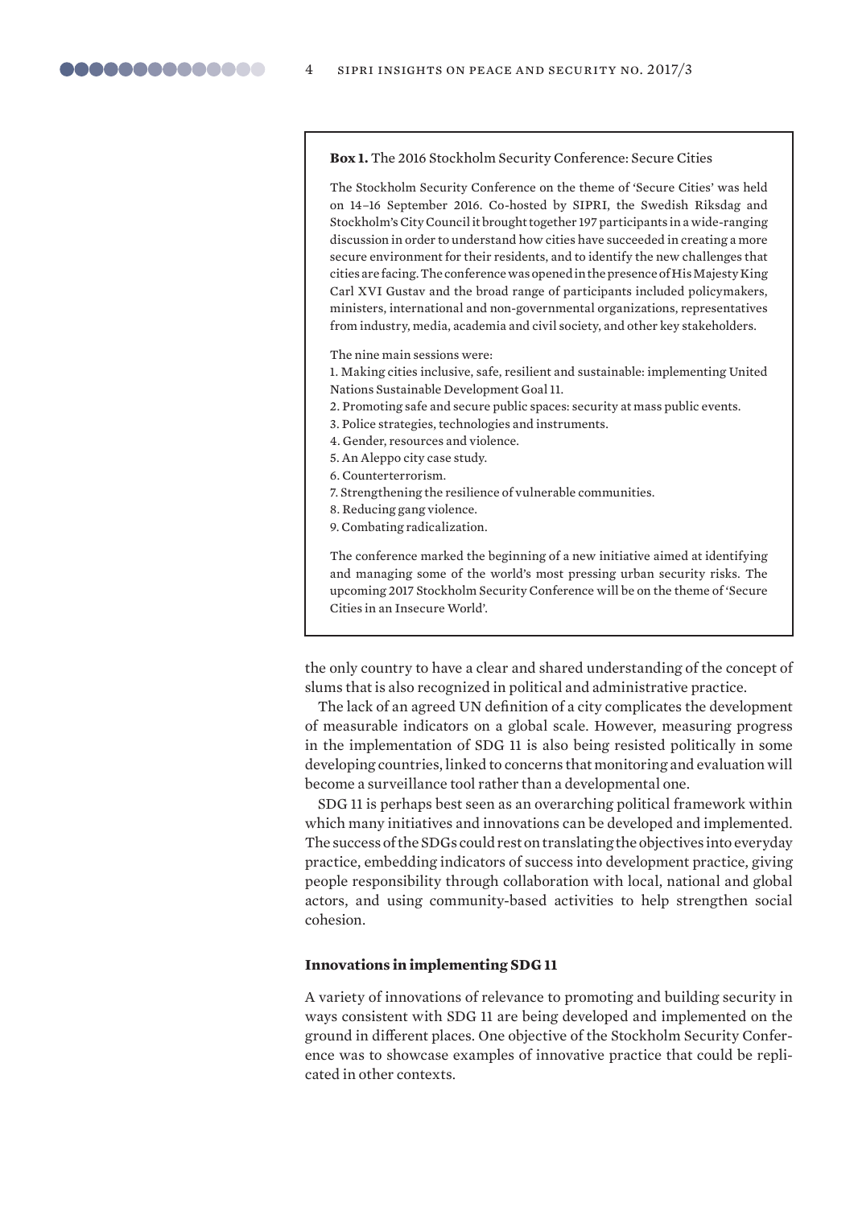**Box 1.** The 2016 Stockholm Security Conference: Secure Cities

The Stockholm Security Conference on the theme of 'Secure Cities' was held on 14–16 September 2016. Co-hosted by SIPRI, the Swedish Riksdag and Stockholm's City Council it brought together 197 participants in a wide-ranging discussion in order to understand how cities have succeeded in creating a more secure environment for their residents, and to identify the new challenges that cities are facing. The conference was opened in the presence of His Majesty King Carl XVI Gustav and the broad range of participants included policymakers, ministers, international and non-governmental organizations, representatives from industry, media, academia and civil society, and other key stakeholders.

The nine main sessions were:

1. Making cities inclusive, safe, resilient and sustainable: implementing United Nations Sustainable Development Goal 11.
2. Promoting safe and secure public spaces: security at mass public events.
3. Police strategies, technologies and instruments.
4. Gender, resources and violence.
5. An Aleppo city case study.
6. Counterterrorism.
7. Strengthening the resilience of vulnerable communities.
8. Reducing gang violence.
9. Combating radicalization.

The conference marked the beginning of a new initiative aimed at identifying and managing some of the world's most pressing urban security risks. The upcoming 2017 Stockholm Security Conference will be on the theme of 'Secure Cities in an Insecure World'.

the only country to have a clear and shared understanding of the concept of slums that is also recognized in political and administrative practice.

The lack of an agreed UN definition of a city complicates the development of measurable indicators on a global scale. However, measuring progress in the implementation of SDG 11 is also being resisted politically in some developing countries, linked to concerns that monitoring and evaluation will become a surveillance tool rather than a developmental one.

SDG 11 is perhaps best seen as an overarching political framework within which many initiatives and innovations can be developed and implemented. The success of the SDGs could rest on translating the objectives into everyday practice, embedding indicators of success into development practice, giving people responsibility through collaboration with local, national and global actors, and using community-based activities to help strengthen social cohesion.

### Innovations in implementing SDG 11

A variety of innovations of relevance to promoting and building security in ways consistent with SDG 11 are being developed and implemented on the ground in different places. One objective of the Stockholm Security Conference was to showcase examples of innovative practice that could be replicated in other contexts.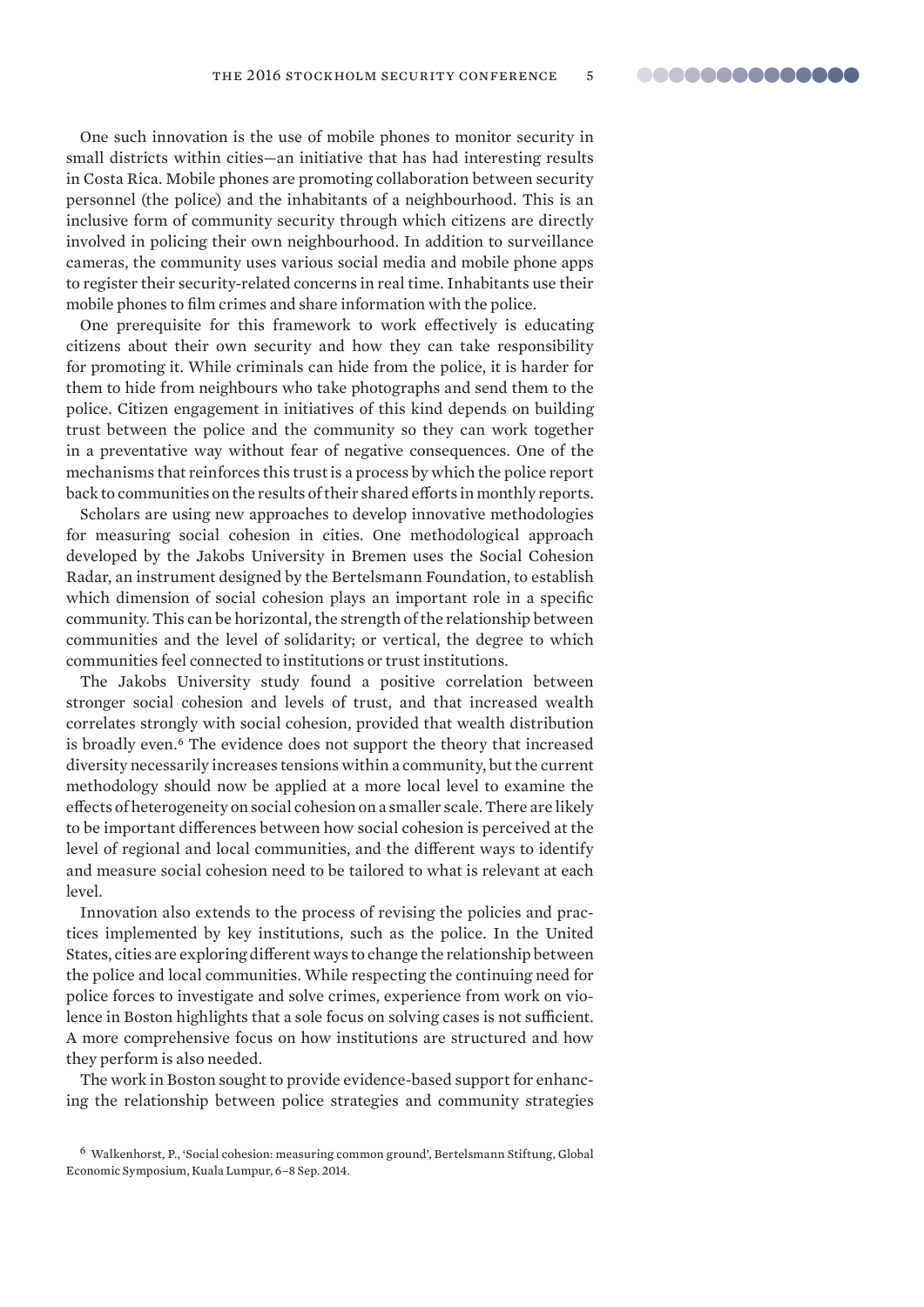One such innovation is the use of mobile phones to monitor security in small districts within cities—an initiative that has had interesting results in Costa Rica. Mobile phones are promoting collaboration between security personnel (the police) and the inhabitants of a neighbourhood. This is an inclusive form of community security through which citizens are directly involved in policing their own neighbourhood. In addition to surveillance cameras, the community uses various social media and mobile phone apps to register their security-related concerns in real time. Inhabitants use their mobile phones to film crimes and share information with the police.

One prerequisite for this framework to work effectively is educating citizens about their own security and how they can take responsibility for promoting it. While criminals can hide from the police, it is harder for them to hide from neighbours who take photographs and send them to the police. Citizen engagement in initiatives of this kind depends on building trust between the police and the community so they can work together in a preventative way without fear of negative consequences. One of the mechanisms that reinforces this trust is a process by which the police report back to communities on the results of their shared efforts in monthly reports.

Scholars are using new approaches to develop innovative methodologies for measuring social cohesion in cities. One methodological approach developed by the Jakobs University in Bremen uses the Social Cohesion Radar, an instrument designed by the Bertelsmann Foundation, to establish which dimension of social cohesion plays an important role in a specific community. This can be horizontal, the strength of the relationship between communities and the level of solidarity; or vertical, the degree to which communities feel connected to institutions or trust institutions.

The Jakobs University study found a positive correlation between stronger social cohesion and levels of trust, and that increased wealth correlates strongly with social cohesion, provided that wealth distribution is broadly even.[6] The evidence does not support the theory that increased diversity necessarily increases tensions within a community, but the current methodology should now be applied at a more local level to examine the effects of heterogeneity on social cohesion on a smaller scale. There are likely to be important differences between how social cohesion is perceived at the level of regional and local communities, and the different ways to identify and measure social cohesion need to be tailored to what is relevant at each level.

Innovation also extends to the process of revising the policies and practices implemented by key institutions, such as the police. In the United States, cities are exploring different ways to change the relationship between the police and local communities. While respecting the continuing need for police forces to investigate and solve crimes, experience from work on violence in Boston highlights that a sole focus on solving cases is not sufficient. A more comprehensive focus on how institutions are structured and how they perform is also needed.

The work in Boston sought to provide evidence-based support for enhancing the relationship between police strategies and community strategies

[6] Walkenhorst, P., 'Social cohesion: measuring common ground', Bertelsmann Stiftung, Global Economic Symposium, Kuala Lumpur, 6–8 Sep. 2014.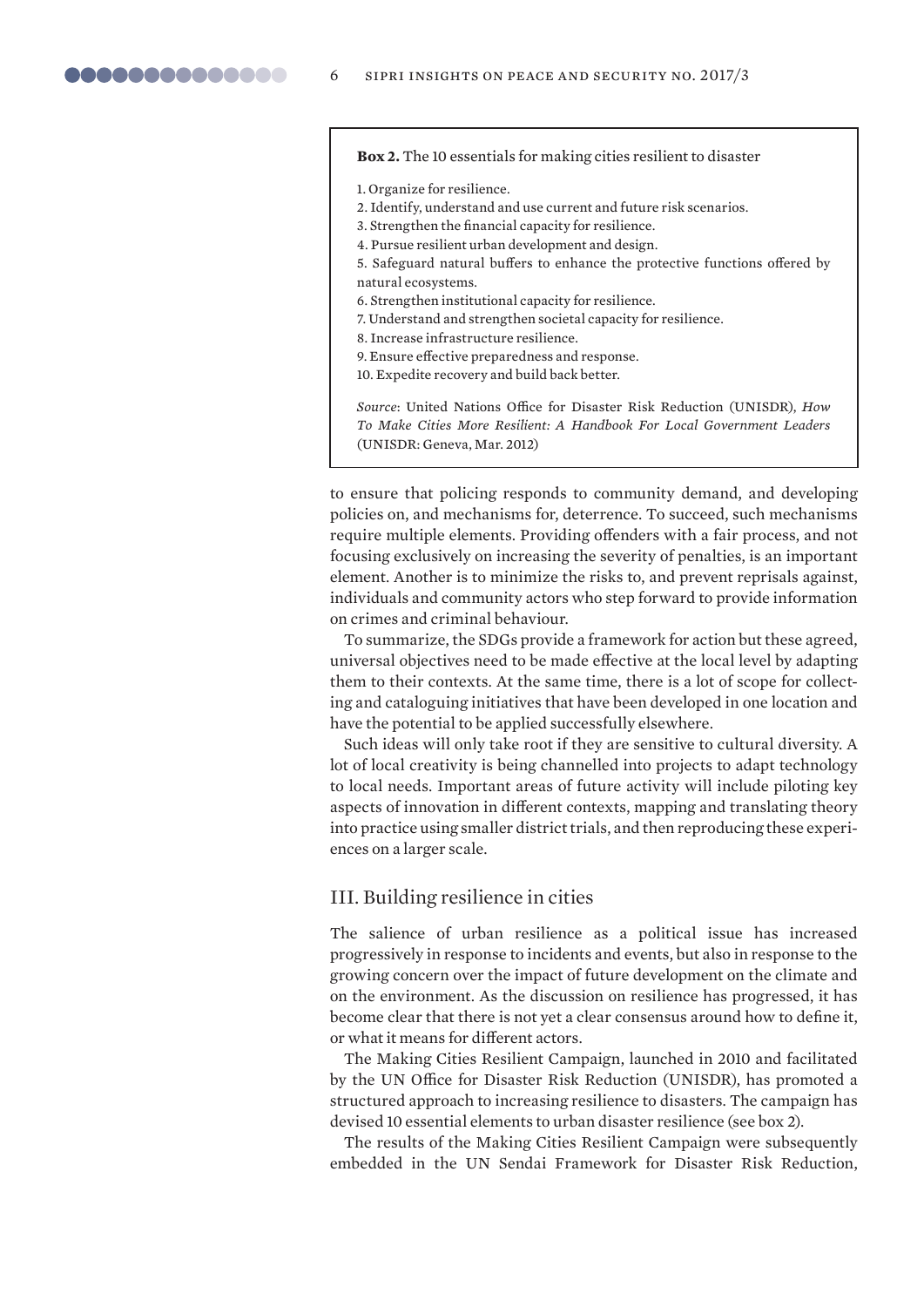**Box 2.** The 10 essentials for making cities resilient to disaster

1. Organize for resilience.
2. Identify, understand and use current and future risk scenarios.
3. Strengthen the financial capacity for resilience.
4. Pursue resilient urban development and design.
5. Safeguard natural buffers to enhance the protective functions offered by natural ecosystems.
6. Strengthen institutional capacity for resilience.
7. Understand and strengthen societal capacity for resilience.
8. Increase infrastructure resilience.
9. Ensure effective preparedness and response.
10. Expedite recovery and build back better.

*Source*: United Nations Office for Disaster Risk Reduction (UNISDR), *How To Make Cities More Resilient: A Handbook For Local Government Leaders* (UNISDR: Geneva, Mar. 2012)

to ensure that policing responds to community demand, and developing policies on, and mechanisms for, deterrence. To succeed, such mechanisms require multiple elements. Providing offenders with a fair process, and not focusing exclusively on increasing the severity of penalties, is an important element. Another is to minimize the risks to, and prevent reprisals against, individuals and community actors who step forward to provide information on crimes and criminal behaviour.

To summarize, the SDGs provide a framework for action but these agreed, universal objectives need to be made effective at the local level by adapting them to their contexts. At the same time, there is a lot of scope for collecting and cataloguing initiatives that have been developed in one location and have the potential to be applied successfully elsewhere.

Such ideas will only take root if they are sensitive to cultural diversity. A lot of local creativity is being channelled into projects to adapt technology to local needs. Important areas of future activity will include piloting key aspects of innovation in different contexts, mapping and translating theory into practice using smaller district trials, and then reproducing these experiences on a larger scale.

## III. Building resilience in cities

The salience of urban resilience as a political issue has increased progressively in response to incidents and events, but also in response to the growing concern over the impact of future development on the climate and on the environment. As the discussion on resilience has progressed, it has become clear that there is not yet a clear consensus around how to define it, or what it means for different actors.

The Making Cities Resilient Campaign, launched in 2010 and facilitated by the UN Office for Disaster Risk Reduction (UNISDR), has promoted a structured approach to increasing resilience to disasters. The campaign has devised 10 essential elements to urban disaster resilience (see box 2).

The results of the Making Cities Resilient Campaign were subsequently embedded in the UN Sendai Framework for Disaster Risk Reduction,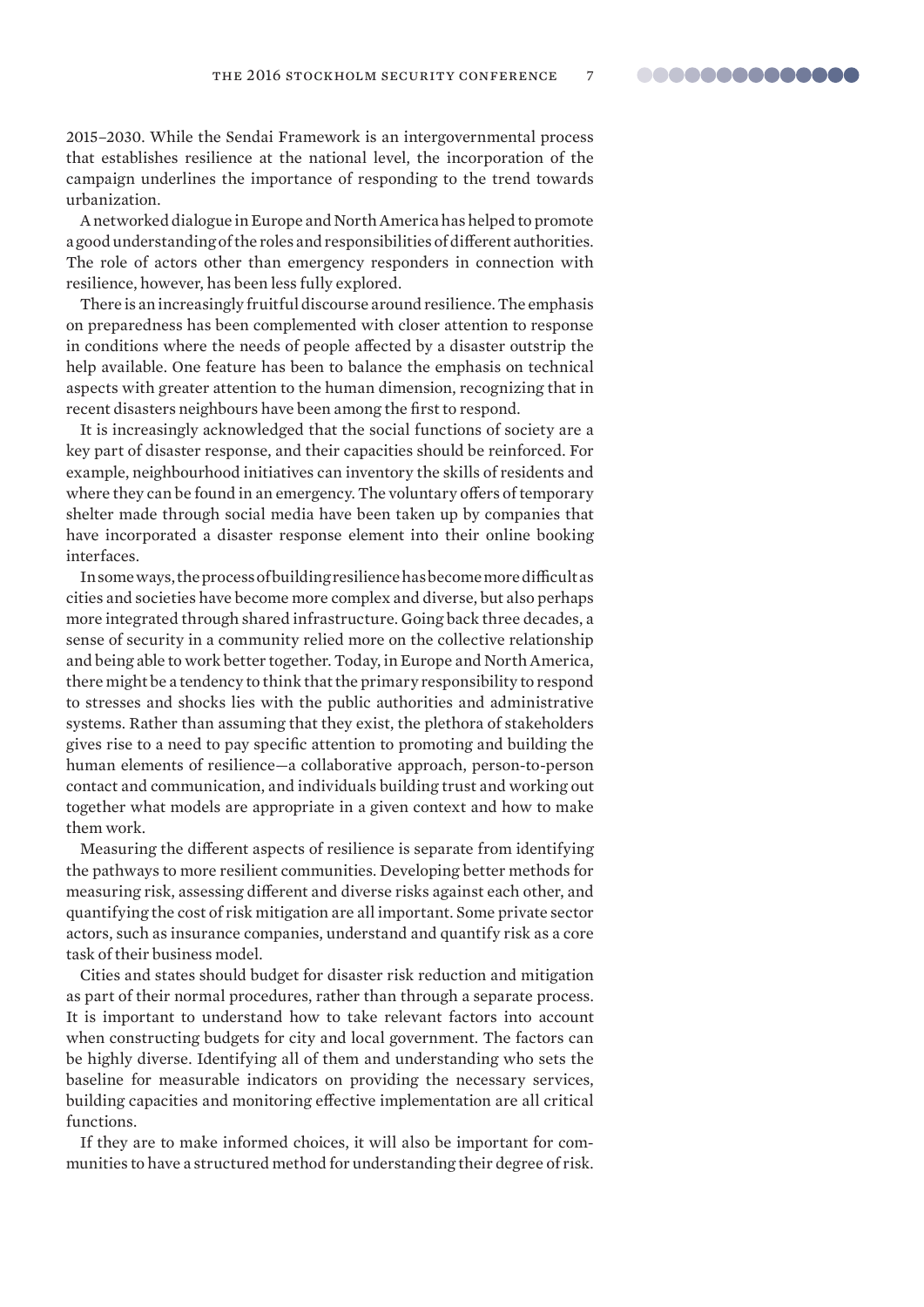2015–2030. While the Sendai Framework is an intergovernmental process that establishes resilience at the national level, the incorporation of the campaign underlines the importance of responding to the trend towards urbanization.

A networked dialogue in Europe and North America has helped to promote a good understanding of the roles and responsibilities of different authorities. The role of actors other than emergency responders in connection with resilience, however, has been less fully explored.

There is an increasingly fruitful discourse around resilience. The emphasis on preparedness has been complemented with closer attention to response in conditions where the needs of people affected by a disaster outstrip the help available. One feature has been to balance the emphasis on technical aspects with greater attention to the human dimension, recognizing that in recent disasters neighbours have been among the first to respond.

It is increasingly acknowledged that the social functions of society are a key part of disaster response, and their capacities should be reinforced. For example, neighbourhood initiatives can inventory the skills of residents and where they can be found in an emergency. The voluntary offers of temporary shelter made through social media have been taken up by companies that have incorporated a disaster response element into their online booking interfaces.

In some ways, the process of building resilience has become more difficult as cities and societies have become more complex and diverse, but also perhaps more integrated through shared infrastructure. Going back three decades, a sense of security in a community relied more on the collective relationship and being able to work better together. Today, in Europe and North America, there might be a tendency to think that the primary responsibility to respond to stresses and shocks lies with the public authorities and administrative systems. Rather than assuming that they exist, the plethora of stakeholders gives rise to a need to pay specific attention to promoting and building the human elements of resilience—a collaborative approach, person-to-person contact and communication, and individuals building trust and working out together what models are appropriate in a given context and how to make them work.

Measuring the different aspects of resilience is separate from identifying the pathways to more resilient communities. Developing better methods for measuring risk, assessing different and diverse risks against each other, and quantifying the cost of risk mitigation are all important. Some private sector actors, such as insurance companies, understand and quantify risk as a core task of their business model.

Cities and states should budget for disaster risk reduction and mitigation as part of their normal procedures, rather than through a separate process. It is important to understand how to take relevant factors into account when constructing budgets for city and local government. The factors can be highly diverse. Identifying all of them and understanding who sets the baseline for measurable indicators on providing the necessary services, building capacities and monitoring effective implementation are all critical functions.

If they are to make informed choices, it will also be important for communities to have a structured method for understanding their degree of risk.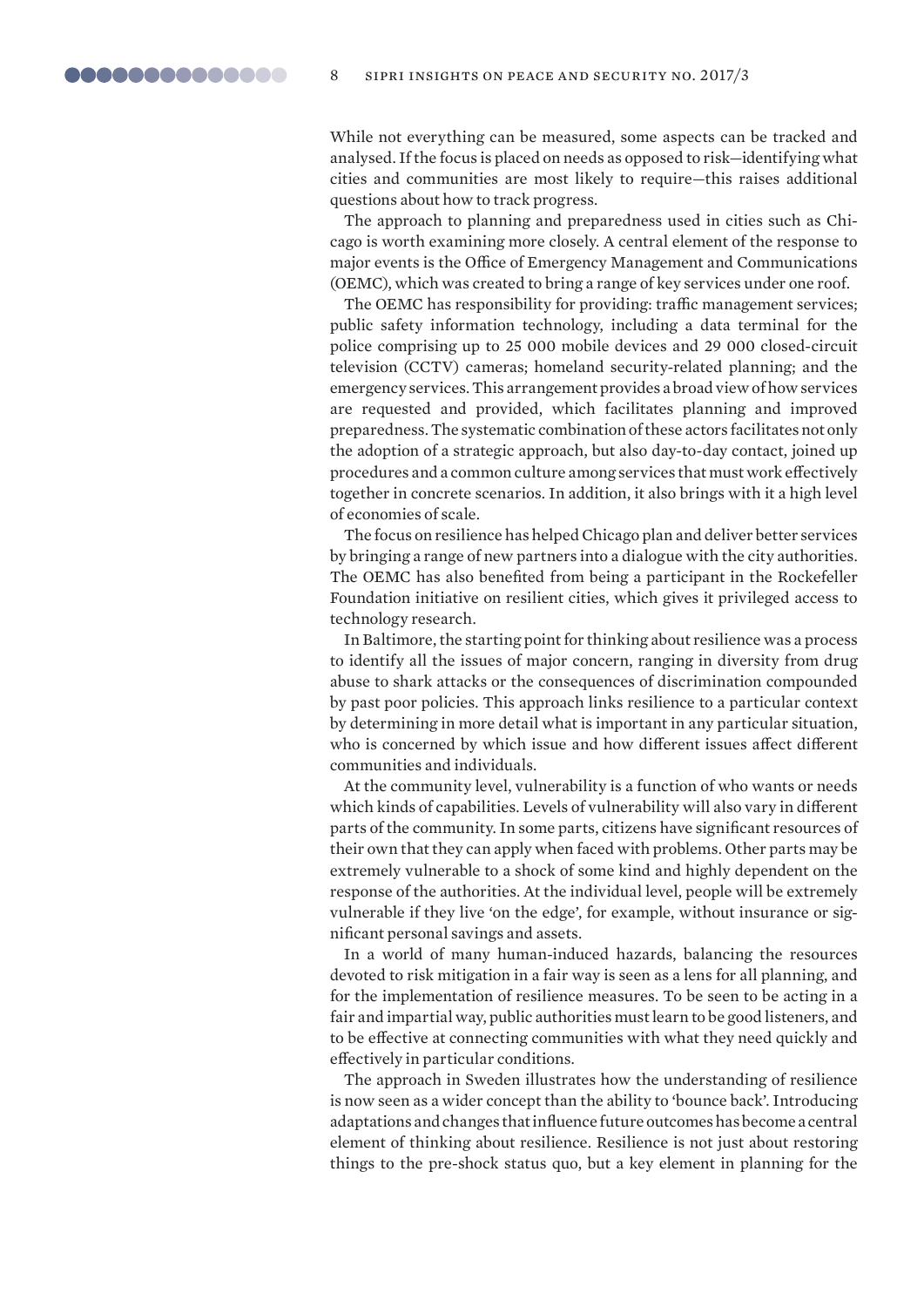While not everything can be measured, some aspects can be tracked and analysed. If the focus is placed on needs as opposed to risk—identifying what cities and communities are most likely to require—this raises additional questions about how to track progress.

The approach to planning and preparedness used in cities such as Chicago is worth examining more closely. A central element of the response to major events is the Office of Emergency Management and Communications (OEMC), which was created to bring a range of key services under one roof.

The OEMC has responsibility for providing: traffic management services; public safety information technology, including a data terminal for the police comprising up to 25 000 mobile devices and 29 000 closed-circuit television (CCTV) cameras; homeland security-related planning; and the emergency services. This arrangement provides a broad view of how services are requested and provided, which facilitates planning and improved preparedness. The systematic combination of these actors facilitates not only the adoption of a strategic approach, but also day-to-day contact, joined up procedures and a common culture among services that must work effectively together in concrete scenarios. In addition, it also brings with it a high level of economies of scale.

The focus on resilience has helped Chicago plan and deliver better services by bringing a range of new partners into a dialogue with the city authorities. The OEMC has also benefited from being a participant in the Rockefeller Foundation initiative on resilient cities, which gives it privileged access to technology research.

In Baltimore, the starting point for thinking about resilience was a process to identify all the issues of major concern, ranging in diversity from drug abuse to shark attacks or the consequences of discrimination compounded by past poor policies. This approach links resilience to a particular context by determining in more detail what is important in any particular situation, who is concerned by which issue and how different issues affect different communities and individuals.

At the community level, vulnerability is a function of who wants or needs which kinds of capabilities. Levels of vulnerability will also vary in different parts of the community. In some parts, citizens have significant resources of their own that they can apply when faced with problems. Other parts may be extremely vulnerable to a shock of some kind and highly dependent on the response of the authorities. At the individual level, people will be extremely vulnerable if they live 'on the edge', for example, without insurance or significant personal savings and assets.

In a world of many human-induced hazards, balancing the resources devoted to risk mitigation in a fair way is seen as a lens for all planning, and for the implementation of resilience measures. To be seen to be acting in a fair and impartial way, public authorities must learn to be good listeners, and to be effective at connecting communities with what they need quickly and effectively in particular conditions.

The approach in Sweden illustrates how the understanding of resilience is now seen as a wider concept than the ability to 'bounce back'. Introducing adaptations and changes that influence future outcomes has become a central element of thinking about resilience. Resilience is not just about restoring things to the pre-shock status quo, but a key element in planning for the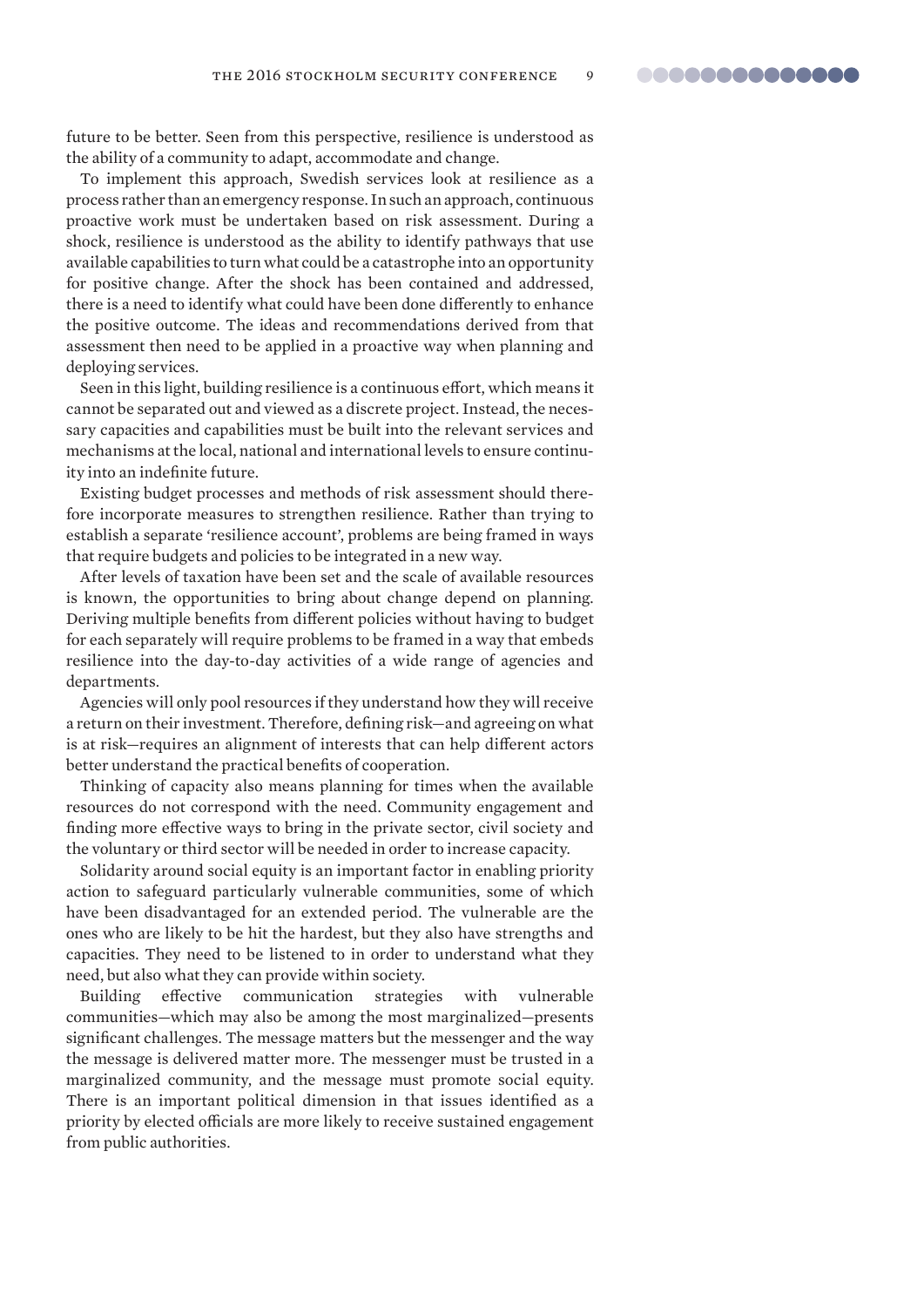future to be better. Seen from this perspective, resilience is understood as the ability of a community to adapt, accommodate and change.

To implement this approach, Swedish services look at resilience as a process rather than an emergency response. In such an approach, continuous proactive work must be undertaken based on risk assessment. During a shock, resilience is understood as the ability to identify pathways that use available capabilities to turn what could be a catastrophe into an opportunity for positive change. After the shock has been contained and addressed, there is a need to identify what could have been done differently to enhance the positive outcome. The ideas and recommendations derived from that assessment then need to be applied in a proactive way when planning and deploying services.

Seen in this light, building resilience is a continuous effort, which means it cannot be separated out and viewed as a discrete project. Instead, the necessary capacities and capabilities must be built into the relevant services and mechanisms at the local, national and international levels to ensure continuity into an indefinite future.

Existing budget processes and methods of risk assessment should therefore incorporate measures to strengthen resilience. Rather than trying to establish a separate 'resilience account', problems are being framed in ways that require budgets and policies to be integrated in a new way.

After levels of taxation have been set and the scale of available resources is known, the opportunities to bring about change depend on planning. Deriving multiple benefits from different policies without having to budget for each separately will require problems to be framed in a way that embeds resilience into the day-to-day activities of a wide range of agencies and departments.

Agencies will only pool resources if they understand how they will receive a return on their investment. Therefore, defining risk—and agreeing on what is at risk—requires an alignment of interests that can help different actors better understand the practical benefits of cooperation.

Thinking of capacity also means planning for times when the available resources do not correspond with the need. Community engagement and finding more effective ways to bring in the private sector, civil society and the voluntary or third sector will be needed in order to increase capacity.

Solidarity around social equity is an important factor in enabling priority action to safeguard particularly vulnerable communities, some of which have been disadvantaged for an extended period. The vulnerable are the ones who are likely to be hit the hardest, but they also have strengths and capacities. They need to be listened to in order to understand what they need, but also what they can provide within society.

Building effective communication strategies with vulnerable communities—which may also be among the most marginalized—presents significant challenges. The message matters but the messenger and the way the message is delivered matter more. The messenger must be trusted in a marginalized community, and the message must promote social equity. There is an important political dimension in that issues identified as a priority by elected officials are more likely to receive sustained engagement from public authorities.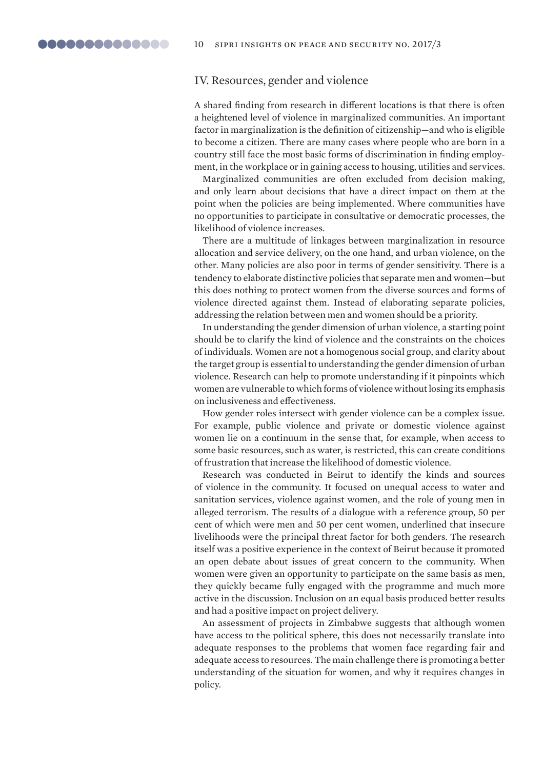## IV. Resources, gender and violence

A shared finding from research in different locations is that there is often a heightened level of violence in marginalized communities. An important factor in marginalization is the definition of citizenship—and who is eligible to become a citizen. There are many cases where people who are born in a country still face the most basic forms of discrimination in finding employment, in the workplace or in gaining access to housing, utilities and services.

Marginalized communities are often excluded from decision making, and only learn about decisions that have a direct impact on them at the point when the policies are being implemented. Where communities have no opportunities to participate in consultative or democratic processes, the likelihood of violence increases.

There are a multitude of linkages between marginalization in resource allocation and service delivery, on the one hand, and urban violence, on the other. Many policies are also poor in terms of gender sensitivity. There is a tendency to elaborate distinctive policies that separate men and women—but this does nothing to protect women from the diverse sources and forms of violence directed against them. Instead of elaborating separate policies, addressing the relation between men and women should be a priority.

In understanding the gender dimension of urban violence, a starting point should be to clarify the kind of violence and the constraints on the choices of individuals. Women are not a homogenous social group, and clarity about the target group is essential to understanding the gender dimension of urban violence. Research can help to promote understanding if it pinpoints which women are vulnerable to which forms of violence without losing its emphasis on inclusiveness and effectiveness.

How gender roles intersect with gender violence can be a complex issue. For example, public violence and private or domestic violence against women lie on a continuum in the sense that, for example, when access to some basic resources, such as water, is restricted, this can create conditions of frustration that increase the likelihood of domestic violence.

Research was conducted in Beirut to identify the kinds and sources of violence in the community. It focused on unequal access to water and sanitation services, violence against women, and the role of young men in alleged terrorism. The results of a dialogue with a reference group, 50 per cent of which were men and 50 per cent women, underlined that insecure livelihoods were the principal threat factor for both genders. The research itself was a positive experience in the context of Beirut because it promoted an open debate about issues of great concern to the community. When women were given an opportunity to participate on the same basis as men, they quickly became fully engaged with the programme and much more active in the discussion. Inclusion on an equal basis produced better results and had a positive impact on project delivery.

An assessment of projects in Zimbabwe suggests that although women have access to the political sphere, this does not necessarily translate into adequate responses to the problems that women face regarding fair and adequate access to resources. The main challenge there is promoting a better understanding of the situation for women, and why it requires changes in policy.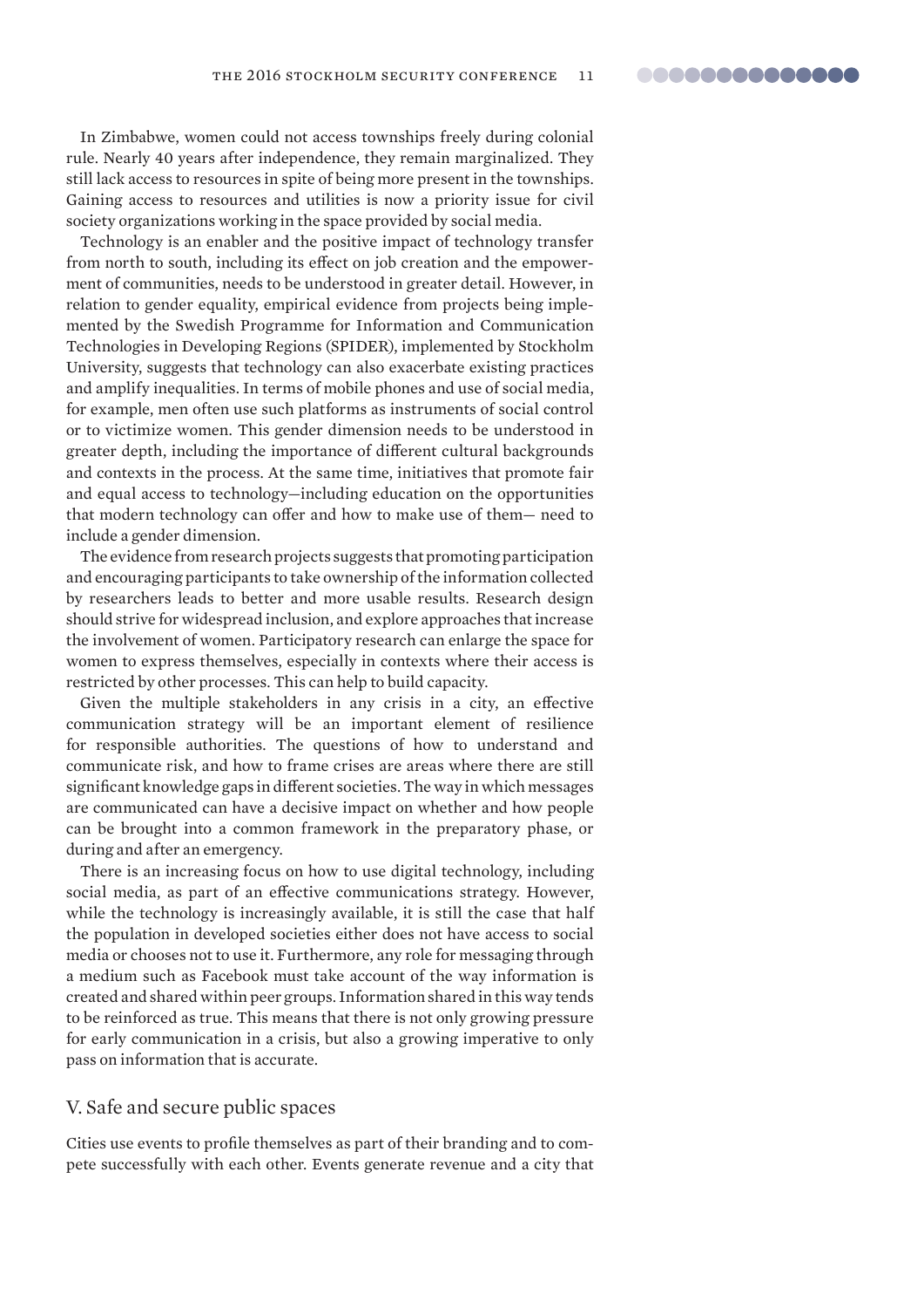In Zimbabwe, women could not access townships freely during colonial rule. Nearly 40 years after independence, they remain marginalized. They still lack access to resources in spite of being more present in the townships. Gaining access to resources and utilities is now a priority issue for civil society organizations working in the space provided by social media.

Technology is an enabler and the positive impact of technology transfer from north to south, including its effect on job creation and the empowerment of communities, needs to be understood in greater detail. However, in relation to gender equality, empirical evidence from projects being implemented by the Swedish Programme for Information and Communication Technologies in Developing Regions (SPIDER), implemented by Stockholm University, suggests that technology can also exacerbate existing practices and amplify inequalities. In terms of mobile phones and use of social media, for example, men often use such platforms as instruments of social control or to victimize women. This gender dimension needs to be understood in greater depth, including the importance of different cultural backgrounds and contexts in the process. At the same time, initiatives that promote fair and equal access to technology—including education on the opportunities that modern technology can offer and how to make use of them— need to include a gender dimension.

The evidence from research projects suggests that promoting participation and encouraging participants to take ownership of the information collected by researchers leads to better and more usable results. Research design should strive for widespread inclusion, and explore approaches that increase the involvement of women. Participatory research can enlarge the space for women to express themselves, especially in contexts where their access is restricted by other processes. This can help to build capacity.

Given the multiple stakeholders in any crisis in a city, an effective communication strategy will be an important element of resilience for responsible authorities. The questions of how to understand and communicate risk, and how to frame crises are areas where there are still significant knowledge gaps in different societies. The way in which messages are communicated can have a decisive impact on whether and how people can be brought into a common framework in the preparatory phase, or during and after an emergency.

There is an increasing focus on how to use digital technology, including social media, as part of an effective communications strategy. However, while the technology is increasingly available, it is still the case that half the population in developed societies either does not have access to social media or chooses not to use it. Furthermore, any role for messaging through a medium such as Facebook must take account of the way information is created and shared within peer groups. Information shared in this way tends to be reinforced as true. This means that there is not only growing pressure for early communication in a crisis, but also a growing imperative to only pass on information that is accurate.

## V. Safe and secure public spaces

Cities use events to profile themselves as part of their branding and to compete successfully with each other. Events generate revenue and a city that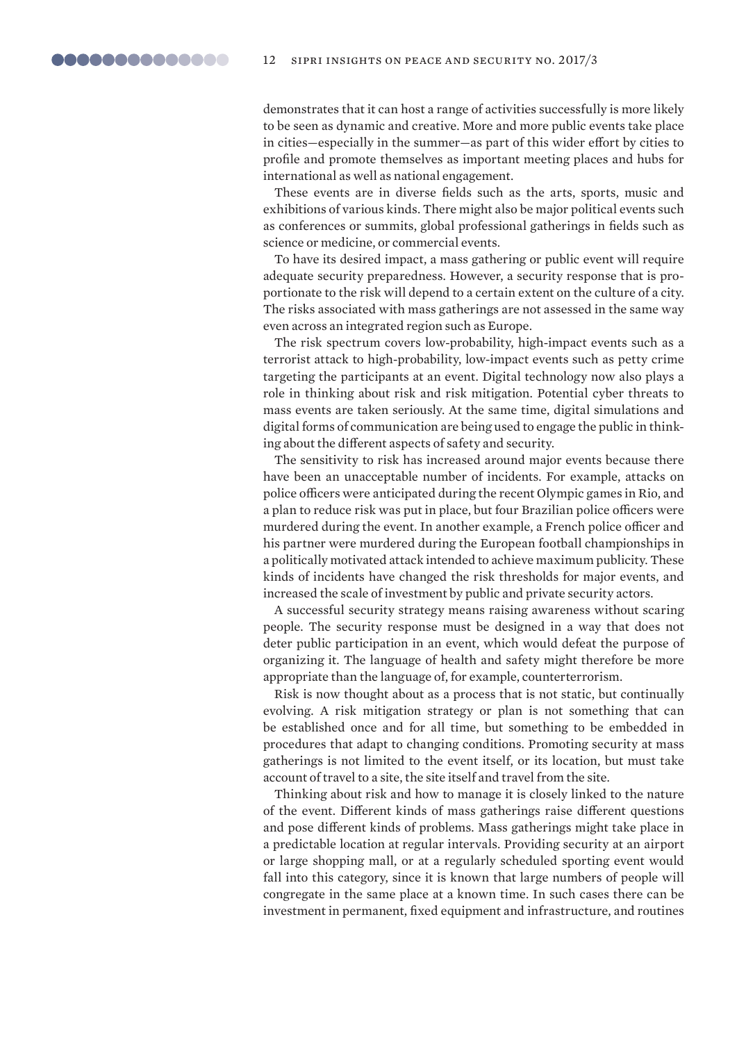demonstrates that it can host a range of activities successfully is more likely to be seen as dynamic and creative. More and more public events take place in cities—especially in the summer—as part of this wider effort by cities to profile and promote themselves as important meeting places and hubs for international as well as national engagement.

These events are in diverse fields such as the arts, sports, music and exhibitions of various kinds. There might also be major political events such as conferences or summits, global professional gatherings in fields such as science or medicine, or commercial events.

To have its desired impact, a mass gathering or public event will require adequate security preparedness. However, a security response that is proportionate to the risk will depend to a certain extent on the culture of a city. The risks associated with mass gatherings are not assessed in the same way even across an integrated region such as Europe.

The risk spectrum covers low-probability, high-impact events such as a terrorist attack to high-probability, low-impact events such as petty crime targeting the participants at an event. Digital technology now also plays a role in thinking about risk and risk mitigation. Potential cyber threats to mass events are taken seriously. At the same time, digital simulations and digital forms of communication are being used to engage the public in thinking about the different aspects of safety and security.

The sensitivity to risk has increased around major events because there have been an unacceptable number of incidents. For example, attacks on police officers were anticipated during the recent Olympic games in Rio, and a plan to reduce risk was put in place, but four Brazilian police officers were murdered during the event. In another example, a French police officer and his partner were murdered during the European football championships in a politically motivated attack intended to achieve maximum publicity. These kinds of incidents have changed the risk thresholds for major events, and increased the scale of investment by public and private security actors.

A successful security strategy means raising awareness without scaring people. The security response must be designed in a way that does not deter public participation in an event, which would defeat the purpose of organizing it. The language of health and safety might therefore be more appropriate than the language of, for example, counterterrorism.

Risk is now thought about as a process that is not static, but continually evolving. A risk mitigation strategy or plan is not something that can be established once and for all time, but something to be embedded in procedures that adapt to changing conditions. Promoting security at mass gatherings is not limited to the event itself, or its location, but must take account of travel to a site, the site itself and travel from the site.

Thinking about risk and how to manage it is closely linked to the nature of the event. Different kinds of mass gatherings raise different questions and pose different kinds of problems. Mass gatherings might take place in a predictable location at regular intervals. Providing security at an airport or large shopping mall, or at a regularly scheduled sporting event would fall into this category, since it is known that large numbers of people will congregate in the same place at a known time. In such cases there can be investment in permanent, fixed equipment and infrastructure, and routines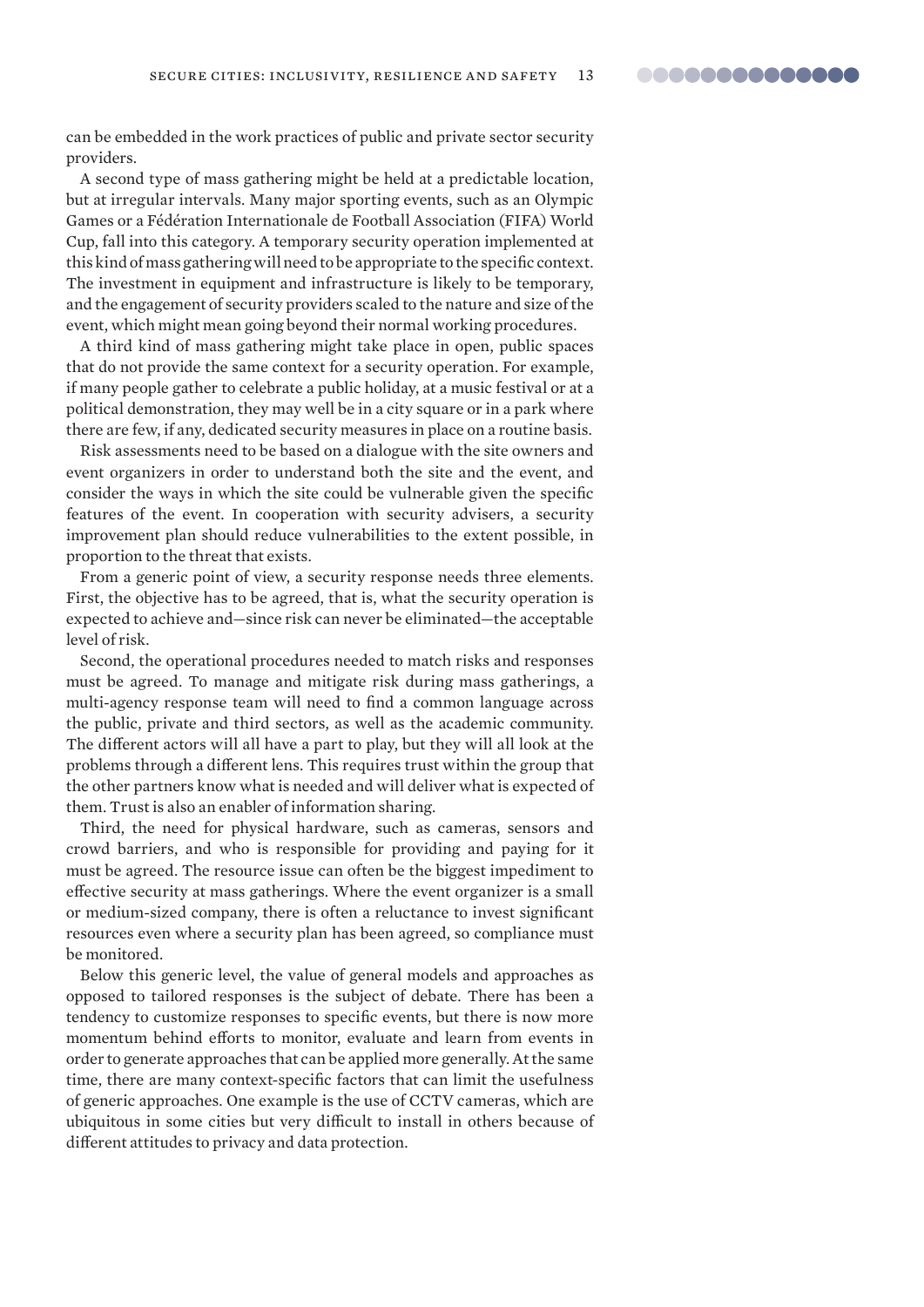can be embedded in the work practices of public and private sector security providers.

A second type of mass gathering might be held at a predictable location, but at irregular intervals. Many major sporting events, such as an Olympic Games or a Fédération Internationale de Football Association (FIFA) World Cup, fall into this category. A temporary security operation implemented at this kind of mass gathering will need to be appropriate to the specific context. The investment in equipment and infrastructure is likely to be temporary, and the engagement of security providers scaled to the nature and size of the event, which might mean going beyond their normal working procedures.

A third kind of mass gathering might take place in open, public spaces that do not provide the same context for a security operation. For example, if many people gather to celebrate a public holiday, at a music festival or at a political demonstration, they may well be in a city square or in a park where there are few, if any, dedicated security measures in place on a routine basis.

Risk assessments need to be based on a dialogue with the site owners and event organizers in order to understand both the site and the event, and consider the ways in which the site could be vulnerable given the specific features of the event. In cooperation with security advisers, a security improvement plan should reduce vulnerabilities to the extent possible, in proportion to the threat that exists.

From a generic point of view, a security response needs three elements. First, the objective has to be agreed, that is, what the security operation is expected to achieve and—since risk can never be eliminated—the acceptable level of risk.

Second, the operational procedures needed to match risks and responses must be agreed. To manage and mitigate risk during mass gatherings, a multi-agency response team will need to find a common language across the public, private and third sectors, as well as the academic community. The different actors will all have a part to play, but they will all look at the problems through a different lens. This requires trust within the group that the other partners know what is needed and will deliver what is expected of them. Trust is also an enabler of information sharing.

Third, the need for physical hardware, such as cameras, sensors and crowd barriers, and who is responsible for providing and paying for it must be agreed. The resource issue can often be the biggest impediment to effective security at mass gatherings. Where the event organizer is a small or medium-sized company, there is often a reluctance to invest significant resources even where a security plan has been agreed, so compliance must be monitored.

Below this generic level, the value of general models and approaches as opposed to tailored responses is the subject of debate. There has been a tendency to customize responses to specific events, but there is now more momentum behind efforts to monitor, evaluate and learn from events in order to generate approaches that can be applied more generally. At the same time, there are many context-specific factors that can limit the usefulness of generic approaches. One example is the use of CCTV cameras, which are ubiquitous in some cities but very difficult to install in others because of different attitudes to privacy and data protection.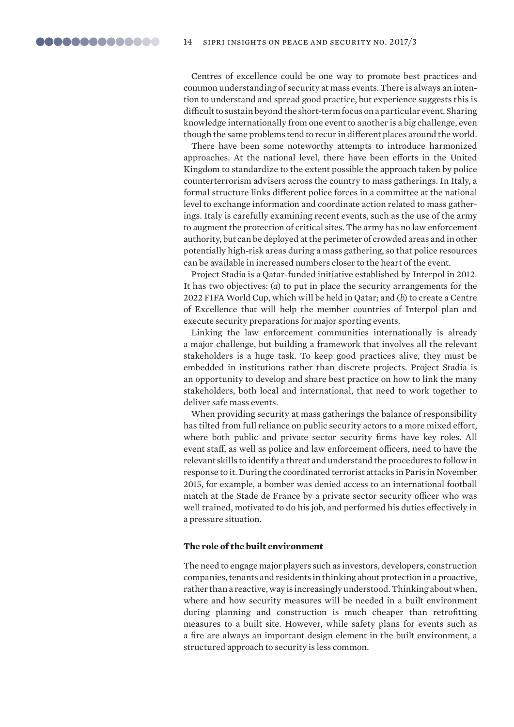Centres of excellence could be one way to promote best practices and common understanding of security at mass events. There is always an intention to understand and spread good practice, but experience suggests this is difficult to sustain beyond the short-term focus on a particular event. Sharing knowledge internationally from one event to another is a big challenge, even though the same problems tend to recur in different places around the world.

There have been some noteworthy attempts to introduce harmonized approaches. At the national level, there have been efforts in the United Kingdom to standardize to the extent possible the approach taken by police counterterrorism advisers across the country to mass gatherings. In Italy, a formal structure links different police forces in a committee at the national level to exchange information and coordinate action related to mass gatherings. Italy is carefully examining recent events, such as the use of the army to augment the protection of critical sites. The army has no law enforcement authority, but can be deployed at the perimeter of crowded areas and in other potentially high-risk areas during a mass gathering, so that police resources can be available in increased numbers closer to the heart of the event.

Project Stadia is a Qatar-funded initiative established by Interpol in 2012. It has two objectives: (*a*) to put in place the security arrangements for the 2022 FIFA World Cup, which will be held in Qatar; and (*b*) to create a Centre of Excellence that will help the member countries of Interpol plan and execute security preparations for major sporting events.

Linking the law enforcement communities internationally is already a major challenge, but building a framework that involves all the relevant stakeholders is a huge task. To keep good practices alive, they must be embedded in institutions rather than discrete projects. Project Stadia is an opportunity to develop and share best practice on how to link the many stakeholders, both local and international, that need to work together to deliver safe mass events.

When providing security at mass gatherings the balance of responsibility has tilted from full reliance on public security actors to a more mixed effort, where both public and private sector security firms have key roles. All event staff, as well as police and law enforcement officers, need to have the relevant skills to identify a threat and understand the procedures to follow in response to it. During the coordinated terrorist attacks in Paris in November 2015, for example, a bomber was denied access to an international football match at the Stade de France by a private sector security officer who was well trained, motivated to do his job, and performed his duties effectively in a pressure situation.

### The role of the built environment

The need to engage major players such as investors, developers, construction companies, tenants and residents in thinking about protection in a proactive, rather than a reactive, way is increasingly understood. Thinking about when, where and how security measures will be needed in a built environment during planning and construction is much cheaper than retrofitting measures to a built site. However, while safety plans for events such as a fire are always an important design element in the built environment, a structured approach to security is less common.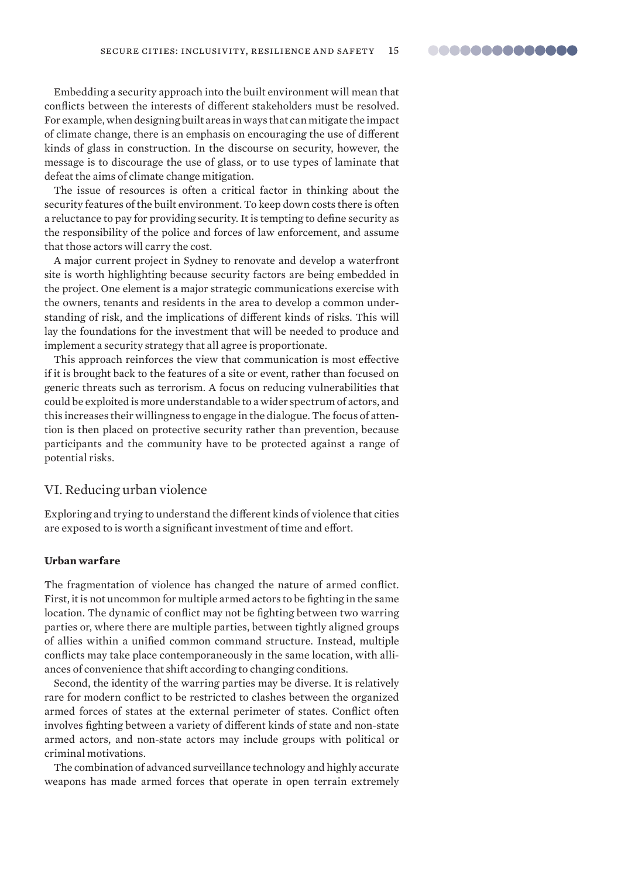Embedding a security approach into the built environment will mean that conflicts between the interests of different stakeholders must be resolved. For example, when designing built areas in ways that can mitigate the impact of climate change, there is an emphasis on encouraging the use of different kinds of glass in construction. In the discourse on security, however, the message is to discourage the use of glass, or to use types of laminate that defeat the aims of climate change mitigation.

The issue of resources is often a critical factor in thinking about the security features of the built environment. To keep down costs there is often a reluctance to pay for providing security. It is tempting to define security as the responsibility of the police and forces of law enforcement, and assume that those actors will carry the cost.

A major current project in Sydney to renovate and develop a waterfront site is worth highlighting because security factors are being embedded in the project. One element is a major strategic communications exercise with the owners, tenants and residents in the area to develop a common understanding of risk, and the implications of different kinds of risks. This will lay the foundations for the investment that will be needed to produce and implement a security strategy that all agree is proportionate.

This approach reinforces the view that communication is most effective if it is brought back to the features of a site or event, rather than focused on generic threats such as terrorism. A focus on reducing vulnerabilities that could be exploited is more understandable to a wider spectrum of actors, and this increases their willingness to engage in the dialogue. The focus of attention is then placed on protective security rather than prevention, because participants and the community have to be protected against a range of potential risks.

## VI. Reducing urban violence

Exploring and trying to understand the different kinds of violence that cities are exposed to is worth a significant investment of time and effort.

### Urban warfare

The fragmentation of violence has changed the nature of armed conflict. First, it is not uncommon for multiple armed actors to be fighting in the same location. The dynamic of conflict may not be fighting between two warring parties or, where there are multiple parties, between tightly aligned groups of allies within a unified common command structure. Instead, multiple conflicts may take place contemporaneously in the same location, with alliances of convenience that shift according to changing conditions.

Second, the identity of the warring parties may be diverse. It is relatively rare for modern conflict to be restricted to clashes between the organized armed forces of states at the external perimeter of states. Conflict often involves fighting between a variety of different kinds of state and non-state armed actors, and non-state actors may include groups with political or criminal motivations.

The combination of advanced surveillance technology and highly accurate weapons has made armed forces that operate in open terrain extremely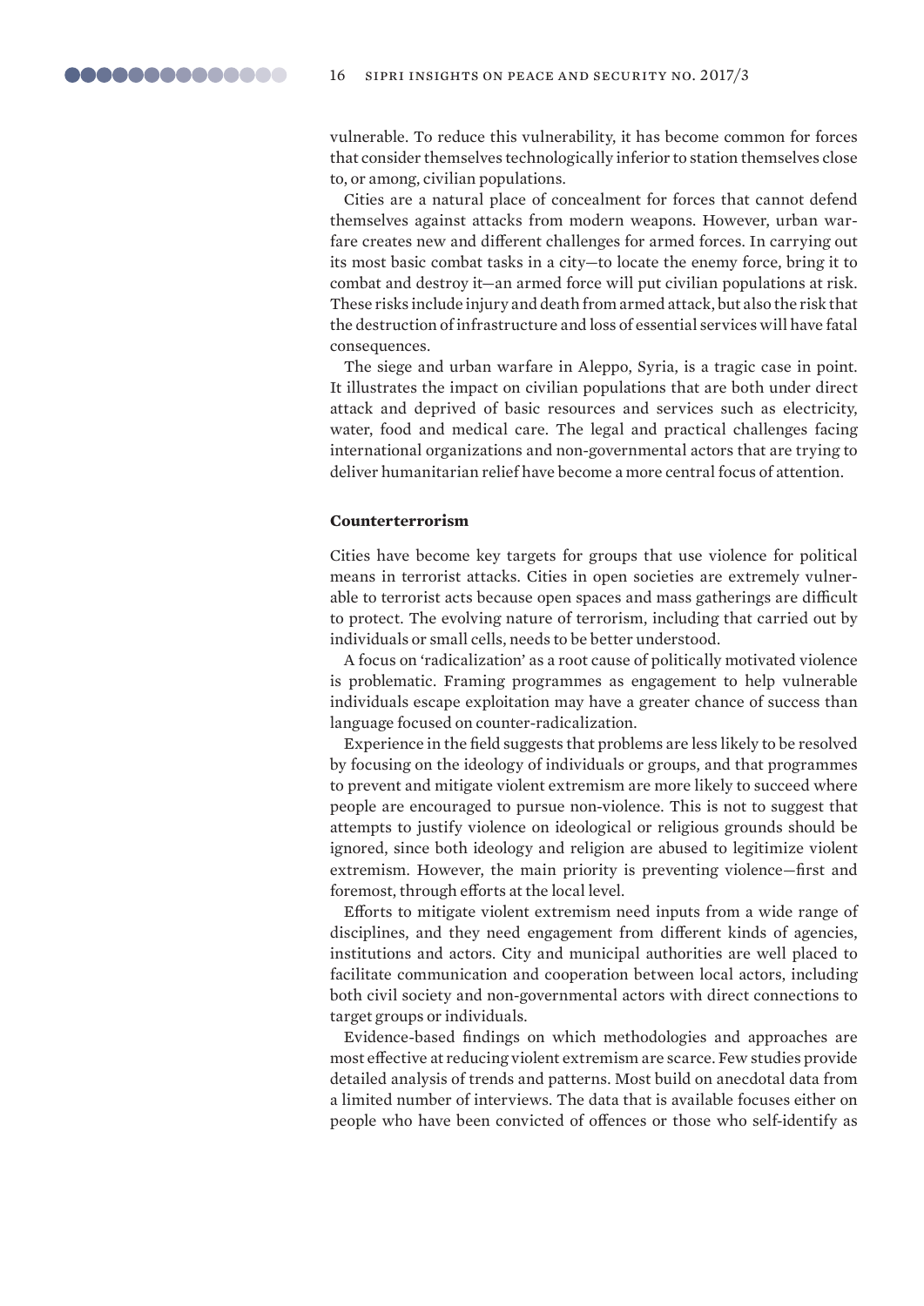vulnerable. To reduce this vulnerability, it has become common for forces that consider themselves technologically inferior to station themselves close to, or among, civilian populations.

Cities are a natural place of concealment for forces that cannot defend themselves against attacks from modern weapons. However, urban warfare creates new and different challenges for armed forces. In carrying out its most basic combat tasks in a city—to locate the enemy force, bring it to combat and destroy it—an armed force will put civilian populations at risk. These risks include injury and death from armed attack, but also the risk that the destruction of infrastructure and loss of essential services will have fatal consequences.

The siege and urban warfare in Aleppo, Syria, is a tragic case in point. It illustrates the impact on civilian populations that are both under direct attack and deprived of basic resources and services such as electricity, water, food and medical care. The legal and practical challenges facing international organizations and non-governmental actors that are trying to deliver humanitarian relief have become a more central focus of attention.

### Counterterrorism

Cities have become key targets for groups that use violence for political means in terrorist attacks. Cities in open societies are extremely vulnerable to terrorist acts because open spaces and mass gatherings are difficult to protect. The evolving nature of terrorism, including that carried out by individuals or small cells, needs to be better understood.

A focus on 'radicalization' as a root cause of politically motivated violence is problematic. Framing programmes as engagement to help vulnerable individuals escape exploitation may have a greater chance of success than language focused on counter-radicalization.

Experience in the field suggests that problems are less likely to be resolved by focusing on the ideology of individuals or groups, and that programmes to prevent and mitigate violent extremism are more likely to succeed where people are encouraged to pursue non-violence. This is not to suggest that attempts to justify violence on ideological or religious grounds should be ignored, since both ideology and religion are abused to legitimize violent extremism. However, the main priority is preventing violence—first and foremost, through efforts at the local level.

Efforts to mitigate violent extremism need inputs from a wide range of disciplines, and they need engagement from different kinds of agencies, institutions and actors. City and municipal authorities are well placed to facilitate communication and cooperation between local actors, including both civil society and non-governmental actors with direct connections to target groups or individuals.

Evidence-based findings on which methodologies and approaches are most effective at reducing violent extremism are scarce. Few studies provide detailed analysis of trends and patterns. Most build on anecdotal data from a limited number of interviews. The data that is available focuses either on people who have been convicted of offences or those who self-identify as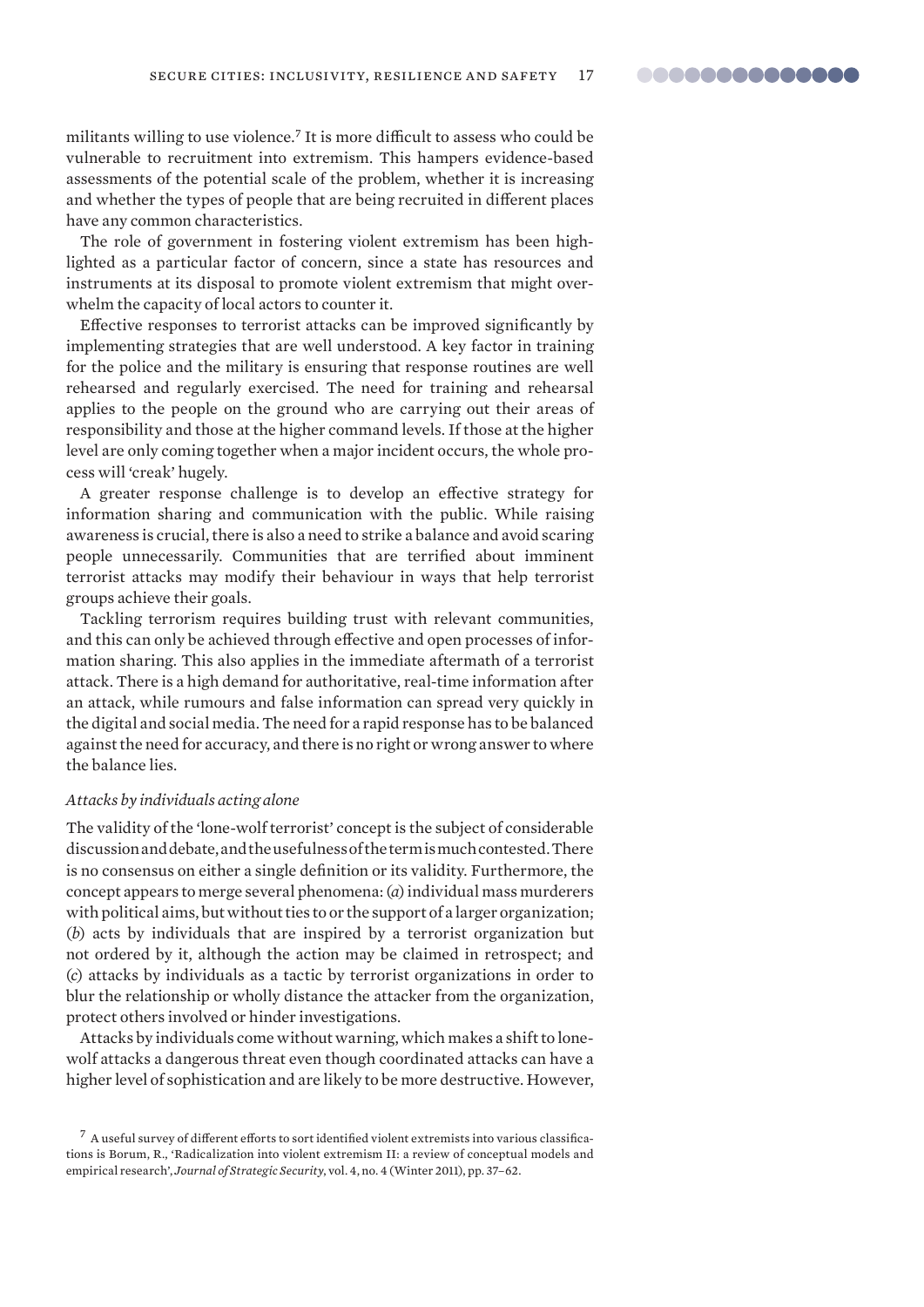militants willing to use violence.[7] It is more difficult to assess who could be vulnerable to recruitment into extremism. This hampers evidence-based assessments of the potential scale of the problem, whether it is increasing and whether the types of people that are being recruited in different places have any common characteristics.

The role of government in fostering violent extremism has been highlighted as a particular factor of concern, since a state has resources and instruments at its disposal to promote violent extremism that might overwhelm the capacity of local actors to counter it.

Effective responses to terrorist attacks can be improved significantly by implementing strategies that are well understood. A key factor in training for the police and the military is ensuring that response routines are well rehearsed and regularly exercised. The need for training and rehearsal applies to the people on the ground who are carrying out their areas of responsibility and those at the higher command levels. If those at the higher level are only coming together when a major incident occurs, the whole process will 'creak' hugely.

A greater response challenge is to develop an effective strategy for information sharing and communication with the public. While raising awareness is crucial, there is also a need to strike a balance and avoid scaring people unnecessarily. Communities that are terrified about imminent terrorist attacks may modify their behaviour in ways that help terrorist groups achieve their goals.

Tackling terrorism requires building trust with relevant communities, and this can only be achieved through effective and open processes of information sharing. This also applies in the immediate aftermath of a terrorist attack. There is a high demand for authoritative, real-time information after an attack, while rumours and false information can spread very quickly in the digital and social media. The need for a rapid response has to be balanced against the need for accuracy, and there is no right or wrong answer to where the balance lies.

*Attacks by individuals acting alone*

The validity of the 'lone-wolf terrorist' concept is the subject of considerable discussion and debate, and the usefulness of the term is much contested. There is no consensus on either a single definition or its validity. Furthermore, the concept appears to merge several phenomena: (*a*) individual mass murderers with political aims, but without ties to or the support of a larger organization; (*b*) acts by individuals that are inspired by a terrorist organization but not ordered by it, although the action may be claimed in retrospect; and (*c*) attacks by individuals as a tactic by terrorist organizations in order to blur the relationship or wholly distance the attacker from the organization, protect others involved or hinder investigations.

Attacks by individuals come without warning, which makes a shift to lone-wolf attacks a dangerous threat even though coordinated attacks can have a higher level of sophistication and are likely to be more destructive. However,

[7] A useful survey of different efforts to sort identified violent extremists into various classifications is Borum, R., 'Radicalization into violent extremism II: a review of conceptual models and empirical research', *Journal of Strategic Security*, vol. 4, no. 4 (Winter 2011), pp. 37–62.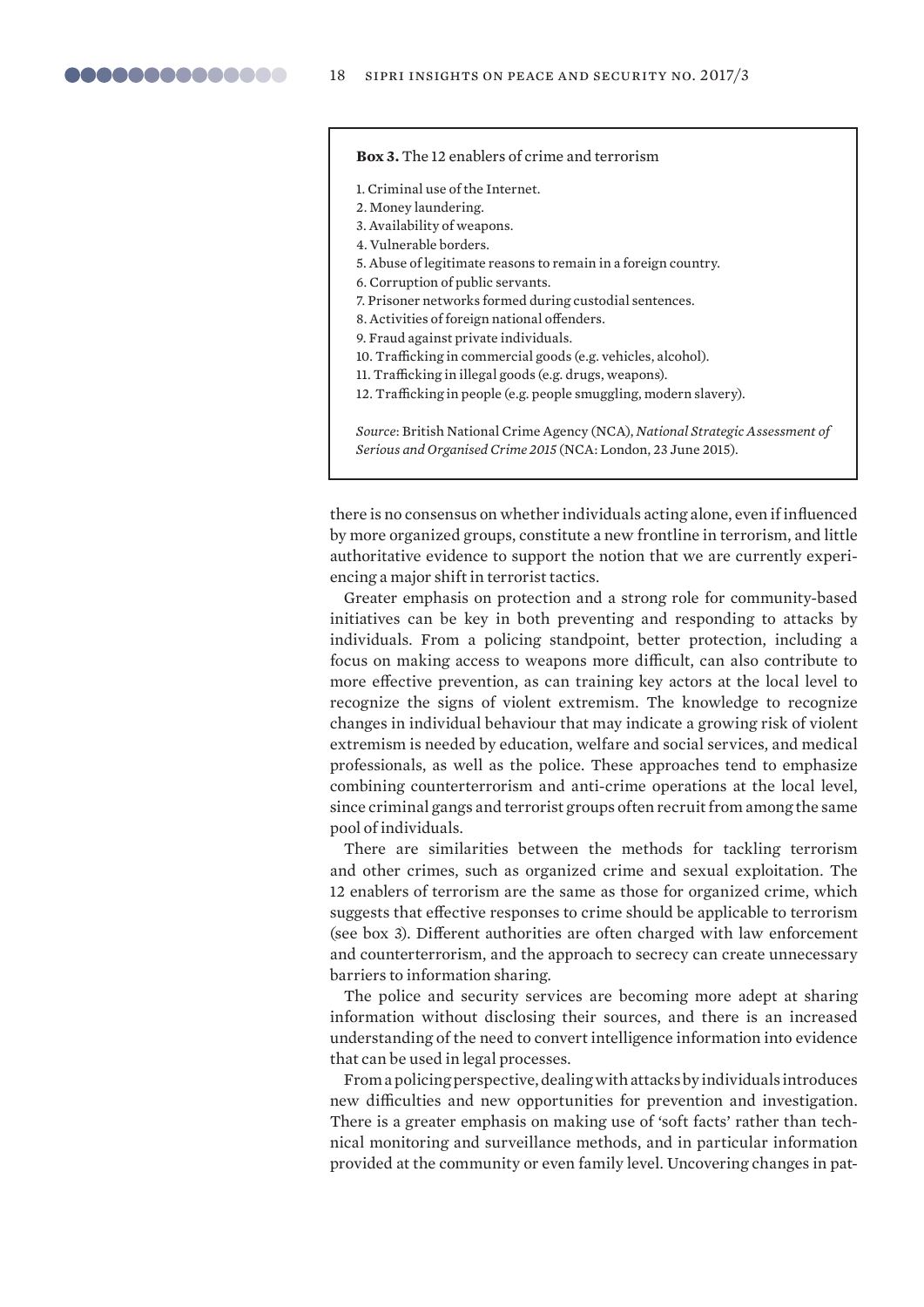**Box 3.** The 12 enablers of crime and terrorism

1. Criminal use of the Internet.
2. Money laundering.
3. Availability of weapons.
4. Vulnerable borders.
5. Abuse of legitimate reasons to remain in a foreign country.
6. Corruption of public servants.
7. Prisoner networks formed during custodial sentences.
8. Activities of foreign national offenders.
9. Fraud against private individuals.
10. Trafficking in commercial goods (e.g. vehicles, alcohol).
11. Trafficking in illegal goods (e.g. drugs, weapons).
12. Trafficking in people (e.g. people smuggling, modern slavery).

*Source*: British National Crime Agency (NCA), *National Strategic Assessment of Serious and Organised Crime 2015* (NCA: London, 23 June 2015).

there is no consensus on whether individuals acting alone, even if influenced by more organized groups, constitute a new frontline in terrorism, and little authoritative evidence to support the notion that we are currently experiencing a major shift in terrorist tactics.

Greater emphasis on protection and a strong role for community-based initiatives can be key in both preventing and responding to attacks by individuals. From a policing standpoint, better protection, including a focus on making access to weapons more difficult, can also contribute to more effective prevention, as can training key actors at the local level to recognize the signs of violent extremism. The knowledge to recognize changes in individual behaviour that may indicate a growing risk of violent extremism is needed by education, welfare and social services, and medical professionals, as well as the police. These approaches tend to emphasize combining counterterrorism and anti-crime operations at the local level, since criminal gangs and terrorist groups often recruit from among the same pool of individuals.

There are similarities between the methods for tackling terrorism and other crimes, such as organized crime and sexual exploitation. The 12 enablers of terrorism are the same as those for organized crime, which suggests that effective responses to crime should be applicable to terrorism (see box 3). Different authorities are often charged with law enforcement and counterterrorism, and the approach to secrecy can create unnecessary barriers to information sharing.

The police and security services are becoming more adept at sharing information without disclosing their sources, and there is an increased understanding of the need to convert intelligence information into evidence that can be used in legal processes.

From a policing perspective, dealing with attacks by individuals introduces new difficulties and new opportunities for prevention and investigation. There is a greater emphasis on making use of 'soft facts' rather than technical monitoring and surveillance methods, and in particular information provided at the community or even family level. Uncovering changes in pat-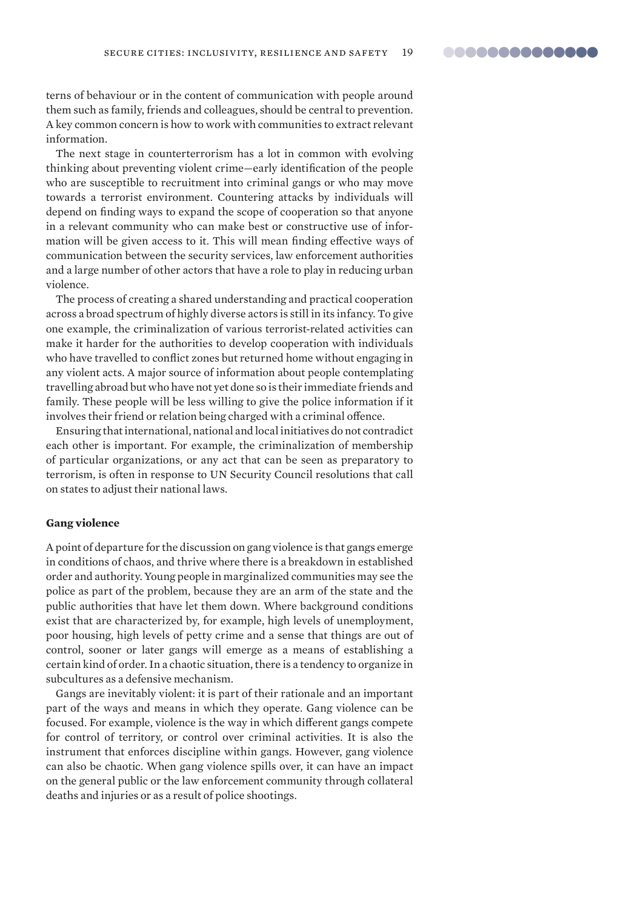terns of behaviour or in the content of communication with people around them such as family, friends and colleagues, should be central to prevention. A key common concern is how to work with communities to extract relevant information.

The next stage in counterterrorism has a lot in common with evolving thinking about preventing violent crime—early identification of the people who are susceptible to recruitment into criminal gangs or who may move towards a terrorist environment. Countering attacks by individuals will depend on finding ways to expand the scope of cooperation so that anyone in a relevant community who can make best or constructive use of information will be given access to it. This will mean finding effective ways of communication between the security services, law enforcement authorities and a large number of other actors that have a role to play in reducing urban violence.

The process of creating a shared understanding and practical cooperation across a broad spectrum of highly diverse actors is still in its infancy. To give one example, the criminalization of various terrorist-related activities can make it harder for the authorities to develop cooperation with individuals who have travelled to conflict zones but returned home without engaging in any violent acts. A major source of information about people contemplating travelling abroad but who have not yet done so is their immediate friends and family. These people will be less willing to give the police information if it involves their friend or relation being charged with a criminal offence.

Ensuring that international, national and local initiatives do not contradict each other is important. For example, the criminalization of membership of particular organizations, or any act that can be seen as preparatory to terrorism, is often in response to UN Security Council resolutions that call on states to adjust their national laws.

**Gang violence**

A point of departure for the discussion on gang violence is that gangs emerge in conditions of chaos, and thrive where there is a breakdown in established order and authority. Young people in marginalized communities may see the police as part of the problem, because they are an arm of the state and the public authorities that have let them down. Where background conditions exist that are characterized by, for example, high levels of unemployment, poor housing, high levels of petty crime and a sense that things are out of control, sooner or later gangs will emerge as a means of establishing a certain kind of order. In a chaotic situation, there is a tendency to organize in subcultures as a defensive mechanism.

Gangs are inevitably violent: it is part of their rationale and an important part of the ways and means in which they operate. Gang violence can be focused. For example, violence is the way in which different gangs compete for control of territory, or control over criminal activities. It is also the instrument that enforces discipline within gangs. However, gang violence can also be chaotic. When gang violence spills over, it can have an impact on the general public or the law enforcement community through collateral deaths and injuries or as a result of police shootings.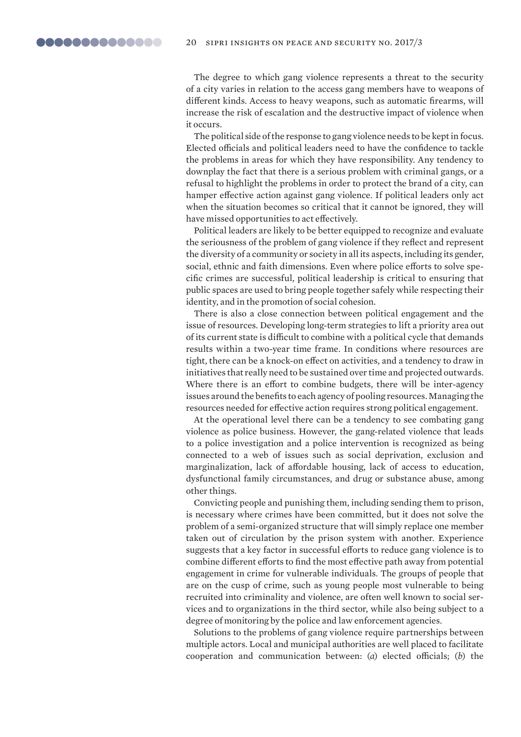The degree to which gang violence represents a threat to the security of a city varies in relation to the access gang members have to weapons of different kinds. Access to heavy weapons, such as automatic firearms, will increase the risk of escalation and the destructive impact of violence when it occurs.

The political side of the response to gang violence needs to be kept in focus. Elected officials and political leaders need to have the confidence to tackle the problems in areas for which they have responsibility. Any tendency to downplay the fact that there is a serious problem with criminal gangs, or a refusal to highlight the problems in order to protect the brand of a city, can hamper effective action against gang violence. If political leaders only act when the situation becomes so critical that it cannot be ignored, they will have missed opportunities to act effectively.

Political leaders are likely to be better equipped to recognize and evaluate the seriousness of the problem of gang violence if they reflect and represent the diversity of a community or society in all its aspects, including its gender, social, ethnic and faith dimensions. Even where police efforts to solve specific crimes are successful, political leadership is critical to ensuring that public spaces are used to bring people together safely while respecting their identity, and in the promotion of social cohesion.

There is also a close connection between political engagement and the issue of resources. Developing long-term strategies to lift a priority area out of its current state is difficult to combine with a political cycle that demands results within a two-year time frame. In conditions where resources are tight, there can be a knock-on effect on activities, and a tendency to draw in initiatives that really need to be sustained over time and projected outwards. Where there is an effort to combine budgets, there will be inter-agency issues around the benefits to each agency of pooling resources. Managing the resources needed for effective action requires strong political engagement.

At the operational level there can be a tendency to see combating gang violence as police business. However, the gang-related violence that leads to a police investigation and a police intervention is recognized as being connected to a web of issues such as social deprivation, exclusion and marginalization, lack of affordable housing, lack of access to education, dysfunctional family circumstances, and drug or substance abuse, among other things.

Convicting people and punishing them, including sending them to prison, is necessary where crimes have been committed, but it does not solve the problem of a semi-organized structure that will simply replace one member taken out of circulation by the prison system with another. Experience suggests that a key factor in successful efforts to reduce gang violence is to combine different efforts to find the most effective path away from potential engagement in crime for vulnerable individuals. The groups of people that are on the cusp of crime, such as young people most vulnerable to being recruited into criminality and violence, are often well known to social services and to organizations in the third sector, while also being subject to a degree of monitoring by the police and law enforcement agencies.

Solutions to the problems of gang violence require partnerships between multiple actors. Local and municipal authorities are well placed to facilitate cooperation and communication between: (*a*) elected officials; (*b*) the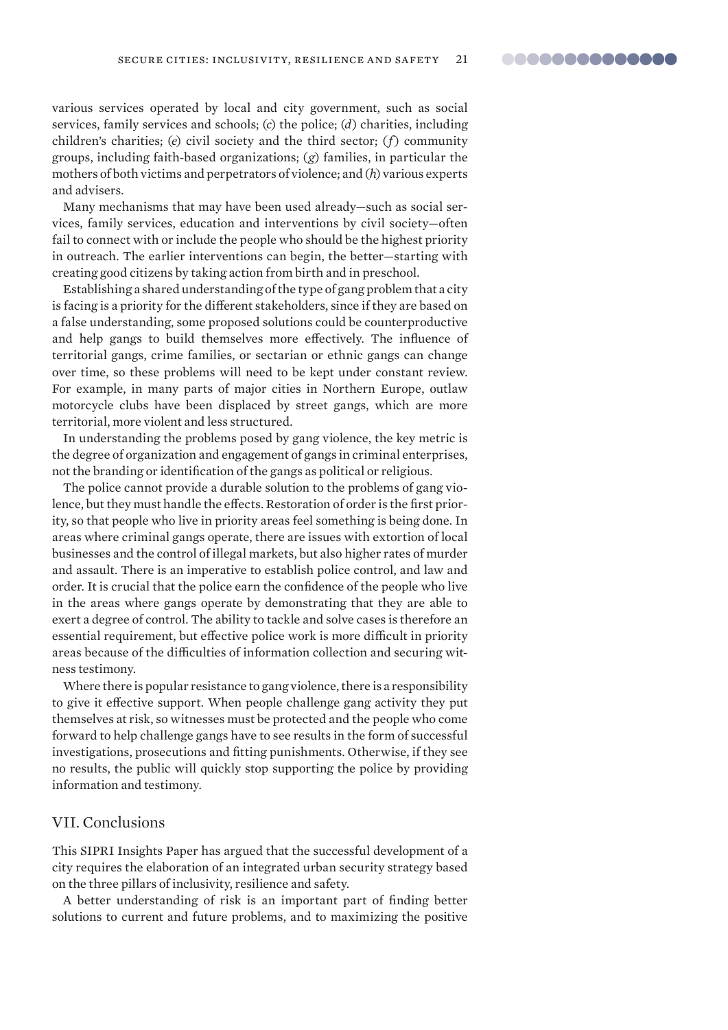various services operated by local and city government, such as social services, family services and schools; (*c*) the police; (*d*) charities, including children's charities; (*e*) civil society and the third sector; (*f*) community groups, including faith-based organizations; (*g*) families, in particular the mothers of both victims and perpetrators of violence; and (*h*) various experts and advisers.

Many mechanisms that may have been used already—such as social services, family services, education and interventions by civil society—often fail to connect with or include the people who should be the highest priority in outreach. The earlier interventions can begin, the better—starting with creating good citizens by taking action from birth and in preschool.

Establishing a shared understanding of the type of gang problem that a city is facing is a priority for the different stakeholders, since if they are based on a false understanding, some proposed solutions could be counterproductive and help gangs to build themselves more effectively. The influence of territorial gangs, crime families, or sectarian or ethnic gangs can change over time, so these problems will need to be kept under constant review. For example, in many parts of major cities in Northern Europe, outlaw motorcycle clubs have been displaced by street gangs, which are more territorial, more violent and less structured.

In understanding the problems posed by gang violence, the key metric is the degree of organization and engagement of gangs in criminal enterprises, not the branding or identification of the gangs as political or religious.

The police cannot provide a durable solution to the problems of gang violence, but they must handle the effects. Restoration of order is the first priority, so that people who live in priority areas feel something is being done. In areas where criminal gangs operate, there are issues with extortion of local businesses and the control of illegal markets, but also higher rates of murder and assault. There is an imperative to establish police control, and law and order. It is crucial that the police earn the confidence of the people who live in the areas where gangs operate by demonstrating that they are able to exert a degree of control. The ability to tackle and solve cases is therefore an essential requirement, but effective police work is more difficult in priority areas because of the difficulties of information collection and securing witness testimony.

Where there is popular resistance to gang violence, there is a responsibility to give it effective support. When people challenge gang activity they put themselves at risk, so witnesses must be protected and the people who come forward to help challenge gangs have to see results in the form of successful investigations, prosecutions and fitting punishments. Otherwise, if they see no results, the public will quickly stop supporting the police by providing information and testimony.

## VII. Conclusions

This SIPRI Insights Paper has argued that the successful development of a city requires the elaboration of an integrated urban security strategy based on the three pillars of inclusivity, resilience and safety.

A better understanding of risk is an important part of finding better solutions to current and future problems, and to maximizing the positive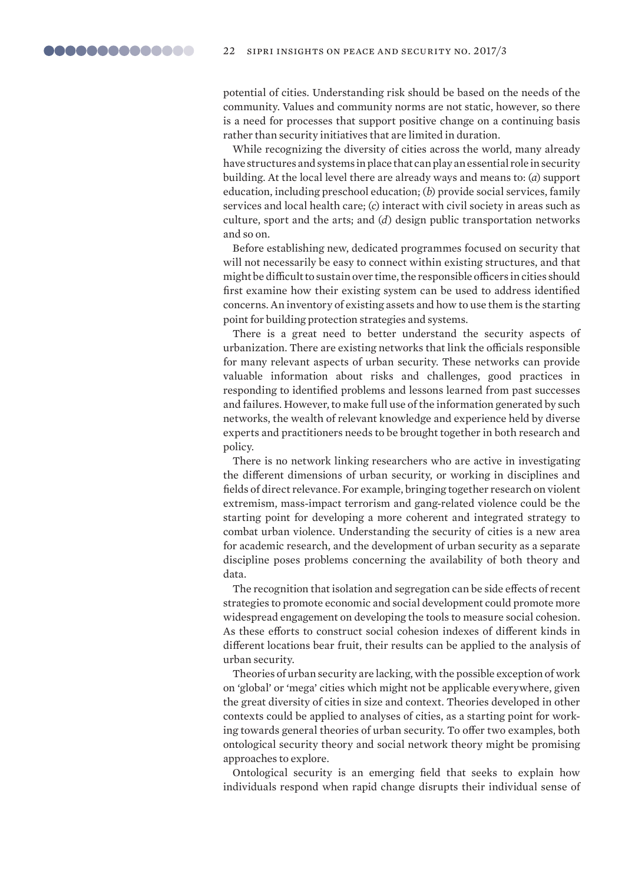potential of cities. Understanding risk should be based on the needs of the community. Values and community norms are not static, however, so there is a need for processes that support positive change on a continuing basis rather than security initiatives that are limited in duration.

While recognizing the diversity of cities across the world, many already have structures and systems in place that can play an essential role in security building. At the local level there are already ways and means to: (*a*) support education, including preschool education; (*b*) provide social services, family services and local health care; (*c*) interact with civil society in areas such as culture, sport and the arts; and (*d*) design public transportation networks and so on.

Before establishing new, dedicated programmes focused on security that will not necessarily be easy to connect within existing structures, and that might be difficult to sustain over time, the responsible officers in cities should first examine how their existing system can be used to address identified concerns. An inventory of existing assets and how to use them is the starting point for building protection strategies and systems.

There is a great need to better understand the security aspects of urbanization. There are existing networks that link the officials responsible for many relevant aspects of urban security. These networks can provide valuable information about risks and challenges, good practices in responding to identified problems and lessons learned from past successes and failures. However, to make full use of the information generated by such networks, the wealth of relevant knowledge and experience held by diverse experts and practitioners needs to be brought together in both research and policy.

There is no network linking researchers who are active in investigating the different dimensions of urban security, or working in disciplines and fields of direct relevance. For example, bringing together research on violent extremism, mass-impact terrorism and gang-related violence could be the starting point for developing a more coherent and integrated strategy to combat urban violence. Understanding the security of cities is a new area for academic research, and the development of urban security as a separate discipline poses problems concerning the availability of both theory and data.

The recognition that isolation and segregation can be side effects of recent strategies to promote economic and social development could promote more widespread engagement on developing the tools to measure social cohesion. As these efforts to construct social cohesion indexes of different kinds in different locations bear fruit, their results can be applied to the analysis of urban security.

Theories of urban security are lacking, with the possible exception of work on 'global' or 'mega' cities which might not be applicable everywhere, given the great diversity of cities in size and context. Theories developed in other contexts could be applied to analyses of cities, as a starting point for working towards general theories of urban security. To offer two examples, both ontological security theory and social network theory might be promising approaches to explore.

Ontological security is an emerging field that seeks to explain how individuals respond when rapid change disrupts their individual sense of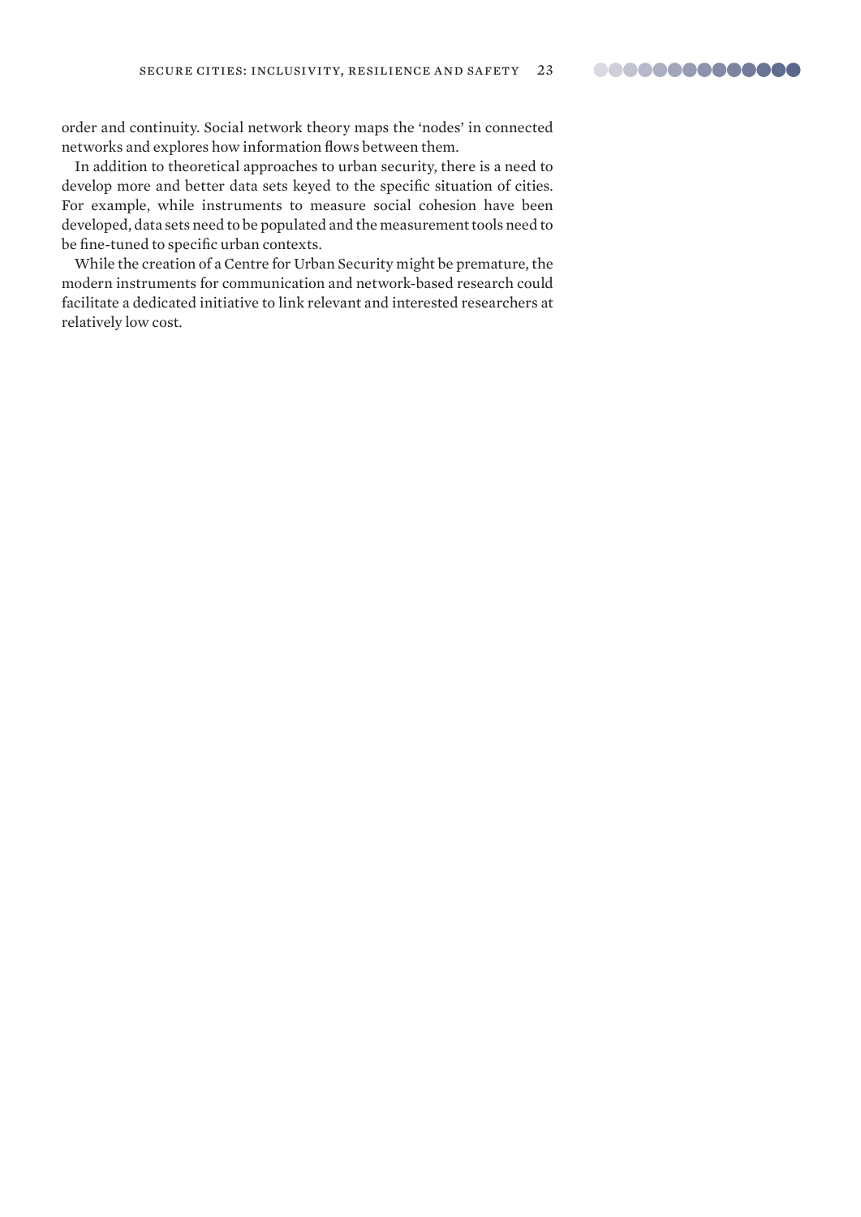order and continuity. Social network theory maps the 'nodes' in connected networks and explores how information flows between them.

In addition to theoretical approaches to urban security, there is a need to develop more and better data sets keyed to the specific situation of cities. For example, while instruments to measure social cohesion have been developed, data sets need to be populated and the measurement tools need to be fine-tuned to specific urban contexts.

While the creation of a Centre for Urban Security might be premature, the modern instruments for communication and network-based research could facilitate a dedicated initiative to link relevant and interested researchers at relatively low cost.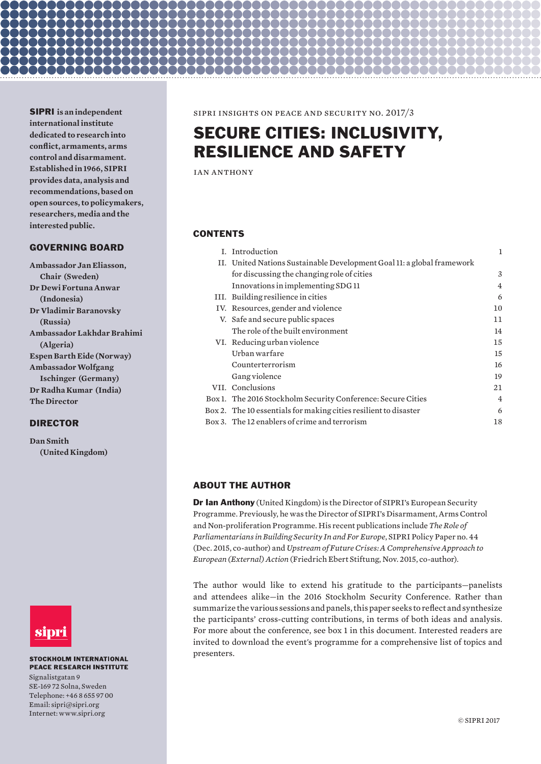**SIPRI** is an independent international institute dedicated to research into conflict, armaments, arms control and disarmament. Established in 1966, SIPRI provides data, analysis and recommendations, based on open sources, to policymakers, researchers, media and the interested public.

## GOVERNING BOARD

Ambassador Jan Eliasson, Chair (Sweden)
Dr Dewi Fortuna Anwar (Indonesia)
Dr Vladimir Baranovsky (Russia)
Ambassador Lakhdar Brahimi (Algeria)
Espen Barth Eide (Norway)
Ambassador Wolfgang Ischinger (Germany)
Dr Radha Kumar (India)
The Director

## DIRECTOR

Dan Smith (United Kingdom)

sipri

**STOCKHOLM INTERNATIONAL PEACE RESEARCH INSTITUTE**
Signalistgatan 9
SE-169 72 Solna, Sweden
Telephone: +46 8 655 97 00
Email: sipri@sipri.org
Internet: www.sipri.org

SIPRI INSIGHTS ON PEACE AND SECURITY NO. 2017/3

# SECURE CITIES: INCLUSIVITY, RESILIENCE AND SAFETY

IAN ANTHONY

## CONTENTS

| | | |
|---|---|---|
| I. | Introduction | 1 |
| II. | United Nations Sustainable Development Goal 11: a global framework for discussing the changing role of cities | 3 |
| | Innovations in implementing SDG 11 | 4 |
| III. | Building resilience in cities | 6 |
| IV. | Resources, gender and violence | 10 |
| V. | Safe and secure public spaces | 11 |
| | The role of the built environment | 14 |
| VI. | Reducing urban violence | 15 |
| | Urban warfare | 15 |
| | Counterterrorism | 16 |
| | Gang violence | 19 |
| VII. | Conclusions | 21 |
| Box 1. | The 2016 Stockholm Security Conference: Secure Cities | 4 |
| Box 2. | The 10 essentials for making cities resilient to disaster | 6 |
| Box 3. | The 12 enablers of crime and terrorism | 18 |

## ABOUT THE AUTHOR

**Dr Ian Anthony** (United Kingdom) is the Director of SIPRI's European Security Programme. Previously, he was the Director of SIPRI's Disarmament, Arms Control and Non-proliferation Programme. His recent publications include *The Role of Parliamentarians in Building Security In and For Europe*, SIPRI Policy Paper no. 44 (Dec. 2015, co-author) and *Upstream of Future Crises: A Comprehensive Approach to European (External) Action* (Friedrich Ebert Stiftung, Nov. 2015, co-author).

The author would like to extend his gratitude to the participants—panelists and attendees alike—in the 2016 Stockholm Security Conference. Rather than summarize the various sessions and panels, this paper seeks to reflect and synthesize the participants' cross-cutting contributions, in terms of both ideas and analysis. For more about the conference, see box 1 in this document. Interested readers are invited to download the event's programme for a comprehensive list of topics and presenters.

© SIPRI 2017